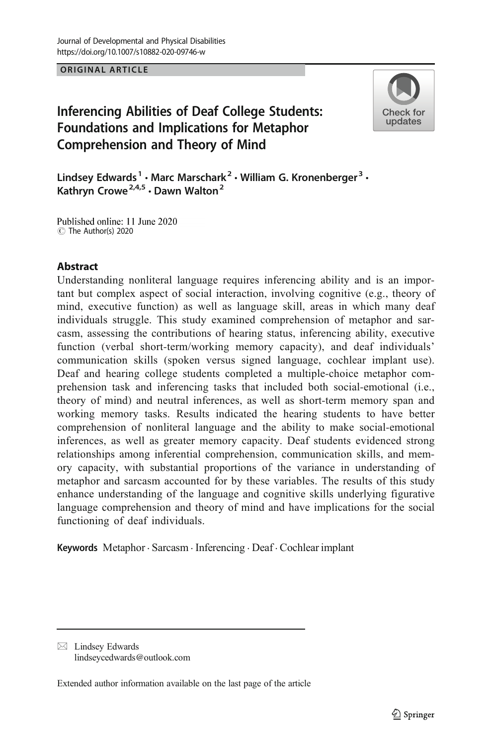ORIGINAL ARTICLE

# Inferencing Abilities of Deaf College Students: Foundations and Implications for Metaphor Comprehension and Theory of Mind

Lindsey Edwards[1] · Marc Marschark[2] · William G. Kronenberger[3] · Kathryn Crowe[2,4,5] · Dawn Walton[2]

Published online: 11 June 2020
© The Author(s) 2020

## Abstract

Understanding nonliteral language requires inferencing ability and is an important but complex aspect of social interaction, involving cognitive (e.g., theory of mind, executive function) as well as language skill, areas in which many deaf individuals struggle. This study examined comprehension of metaphor and sarcasm, assessing the contributions of hearing status, inferencing ability, executive function (verbal short-term/working memory capacity), and deaf individuals' communication skills (spoken versus signed language, cochlear implant use). Deaf and hearing college students completed a multiple-choice metaphor comprehension task and inferencing tasks that included both social-emotional (i.e., theory of mind) and neutral inferences, as well as short-term memory span and working memory tasks. Results indicated the hearing students to have better comprehension of nonliteral language and the ability to make social-emotional inferences, as well as greater memory capacity. Deaf students evidenced strong relationships among inferential comprehension, communication skills, and memory capacity, with substantial proportions of the variance in understanding of metaphor and sarcasm accounted for by these variables. The results of this study enhance understanding of the language and cognitive skills underlying figurative language comprehension and theory of mind and have implications for the social functioning of deaf individuals.

**Keywords** Metaphor · Sarcasm · Inferencing · Deaf · Cochlear implant

---

✉ Lindsey Edwards
lindseycedwards@outlook.com

Extended author information available on the last page of the article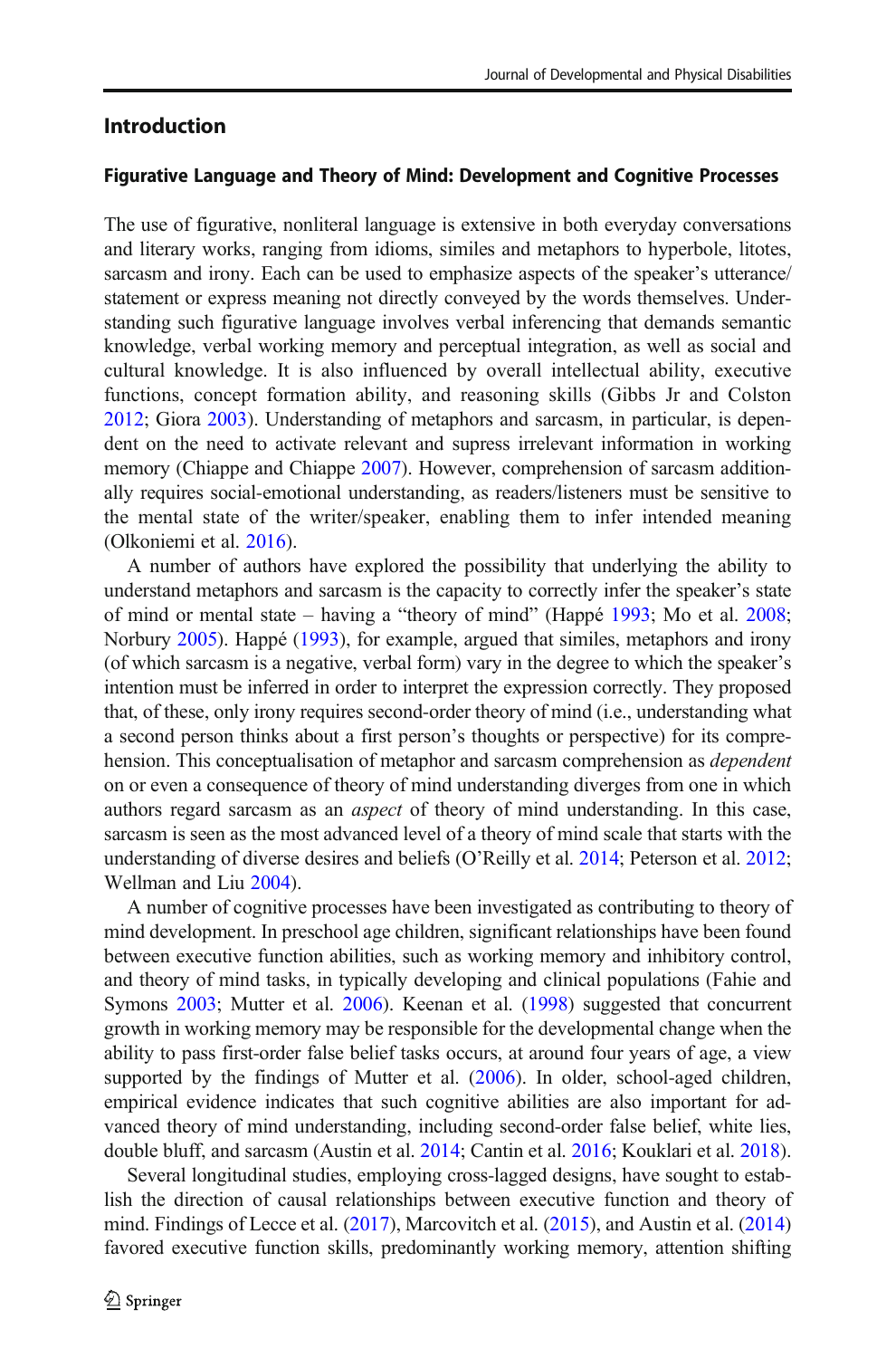## Introduction

### Figurative Language and Theory of Mind: Development and Cognitive Processes

The use of figurative, nonliteral language is extensive in both everyday conversations and literary works, ranging from idioms, similes and metaphors to hyperbole, litotes, sarcasm and irony. Each can be used to emphasize aspects of the speaker's utterance/statement or express meaning not directly conveyed by the words themselves. Understanding such figurative language involves verbal inferencing that demands semantic knowledge, verbal working memory and perceptual integration, as well as social and cultural knowledge. It is also influenced by overall intellectual ability, executive functions, concept formation ability, and reasoning skills (Gibbs Jr and Colston 2012; Giora 2003). Understanding of metaphors and sarcasm, in particular, is dependent on the need to activate relevant and supress irrelevant information in working memory (Chiappe and Chiappe 2007). However, comprehension of sarcasm additionally requires social-emotional understanding, as readers/listeners must be sensitive to the mental state of the writer/speaker, enabling them to infer intended meaning (Olkoniemi et al. 2016).

A number of authors have explored the possibility that underlying the ability to understand metaphors and sarcasm is the capacity to correctly infer the speaker's state of mind or mental state – having a "theory of mind" (Happé 1993; Mo et al. 2008; Norbury 2005). Happé (1993), for example, argued that similes, metaphors and irony (of which sarcasm is a negative, verbal form) vary in the degree to which the speaker's intention must be inferred in order to interpret the expression correctly. They proposed that, of these, only irony requires second-order theory of mind (i.e., understanding what a second person thinks about a first person's thoughts or perspective) for its comprehension. This conceptualisation of metaphor and sarcasm comprehension as *dependent* on or even a consequence of theory of mind understanding diverges from one in which authors regard sarcasm as an *aspect* of theory of mind understanding. In this case, sarcasm is seen as the most advanced level of a theory of mind scale that starts with the understanding of diverse desires and beliefs (O'Reilly et al. 2014; Peterson et al. 2012; Wellman and Liu 2004).

A number of cognitive processes have been investigated as contributing to theory of mind development. In preschool age children, significant relationships have been found between executive function abilities, such as working memory and inhibitory control, and theory of mind tasks, in typically developing and clinical populations (Fahie and Symons 2003; Mutter et al. 2006). Keenan et al. (1998) suggested that concurrent growth in working memory may be responsible for the developmental change when the ability to pass first-order false belief tasks occurs, at around four years of age, a view supported by the findings of Mutter et al. (2006). In older, school-aged children, empirical evidence indicates that such cognitive abilities are also important for advanced theory of mind understanding, including second-order false belief, white lies, double bluff, and sarcasm (Austin et al. 2014; Cantin et al. 2016; Kouklari et al. 2018).

Several longitudinal studies, employing cross-lagged designs, have sought to establish the direction of causal relationships between executive function and theory of mind. Findings of Lecce et al. (2017), Marcovitch et al. (2015), and Austin et al. (2014) favored executive function skills, predominantly working memory, attention shifting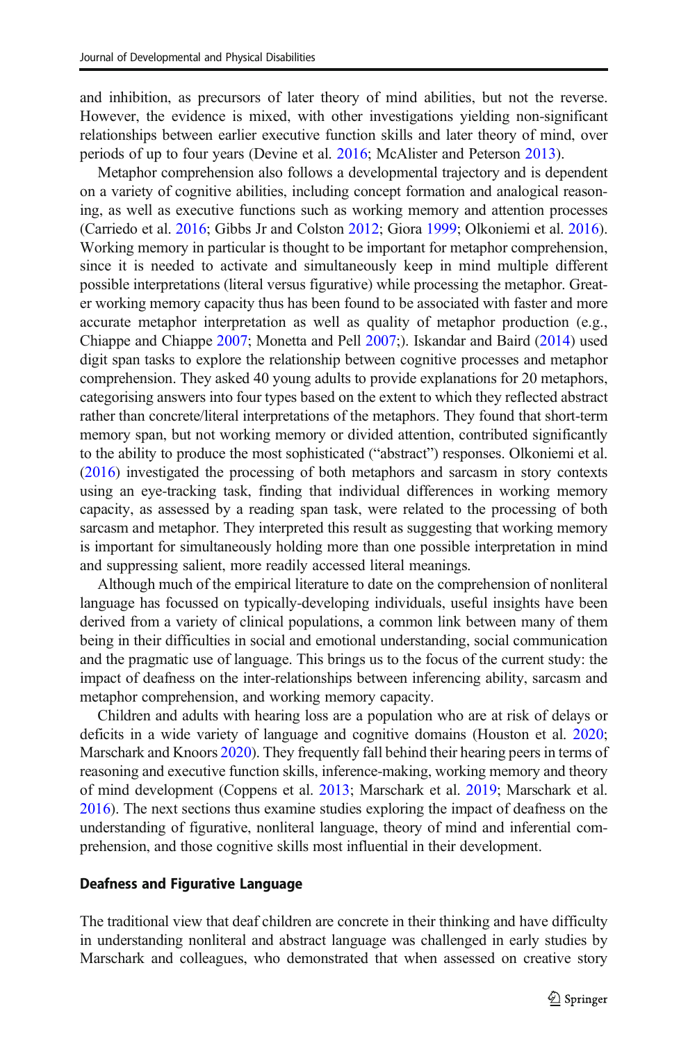and inhibition, as precursors of later theory of mind abilities, but not the reverse. However, the evidence is mixed, with other investigations yielding non-significant relationships between earlier executive function skills and later theory of mind, over periods of up to four years (Devine et al. 2016; McAlister and Peterson 2013).

Metaphor comprehension also follows a developmental trajectory and is dependent on a variety of cognitive abilities, including concept formation and analogical reasoning, as well as executive functions such as working memory and attention processes (Carriedo et al. 2016; Gibbs Jr and Colston 2012; Giora 1999; Olkoniemi et al. 2016). Working memory in particular is thought to be important for metaphor comprehension, since it is needed to activate and simultaneously keep in mind multiple different possible interpretations (literal versus figurative) while processing the metaphor. Greater working memory capacity thus has been found to be associated with faster and more accurate metaphor interpretation as well as quality of metaphor production (e.g., Chiappe and Chiappe 2007; Monetta and Pell 2007;). Iskandar and Baird (2014) used digit span tasks to explore the relationship between cognitive processes and metaphor comprehension. They asked 40 young adults to provide explanations for 20 metaphors, categorising answers into four types based on the extent to which they reflected abstract rather than concrete/literal interpretations of the metaphors. They found that short-term memory span, but not working memory or divided attention, contributed significantly to the ability to produce the most sophisticated ("abstract") responses. Olkoniemi et al. (2016) investigated the processing of both metaphors and sarcasm in story contexts using an eye-tracking task, finding that individual differences in working memory capacity, as assessed by a reading span task, were related to the processing of both sarcasm and metaphor. They interpreted this result as suggesting that working memory is important for simultaneously holding more than one possible interpretation in mind and suppressing salient, more readily accessed literal meanings.

Although much of the empirical literature to date on the comprehension of nonliteral language has focussed on typically-developing individuals, useful insights have been derived from a variety of clinical populations, a common link between many of them being in their difficulties in social and emotional understanding, social communication and the pragmatic use of language. This brings us to the focus of the current study: the impact of deafness on the inter-relationships between inferencing ability, sarcasm and metaphor comprehension, and working memory capacity.

Children and adults with hearing loss are a population who are at risk of delays or deficits in a wide variety of language and cognitive domains (Houston et al. 2020; Marschark and Knoors 2020). They frequently fall behind their hearing peers in terms of reasoning and executive function skills, inference-making, working memory and theory of mind development (Coppens et al. 2013; Marschark et al. 2019; Marschark et al. 2016). The next sections thus examine studies exploring the impact of deafness on the understanding of figurative, nonliteral language, theory of mind and inferential comprehension, and those cognitive skills most influential in their development.

## Deafness and Figurative Language

The traditional view that deaf children are concrete in their thinking and have difficulty in understanding nonliteral and abstract language was challenged in early studies by Marschark and colleagues, who demonstrated that when assessed on creative story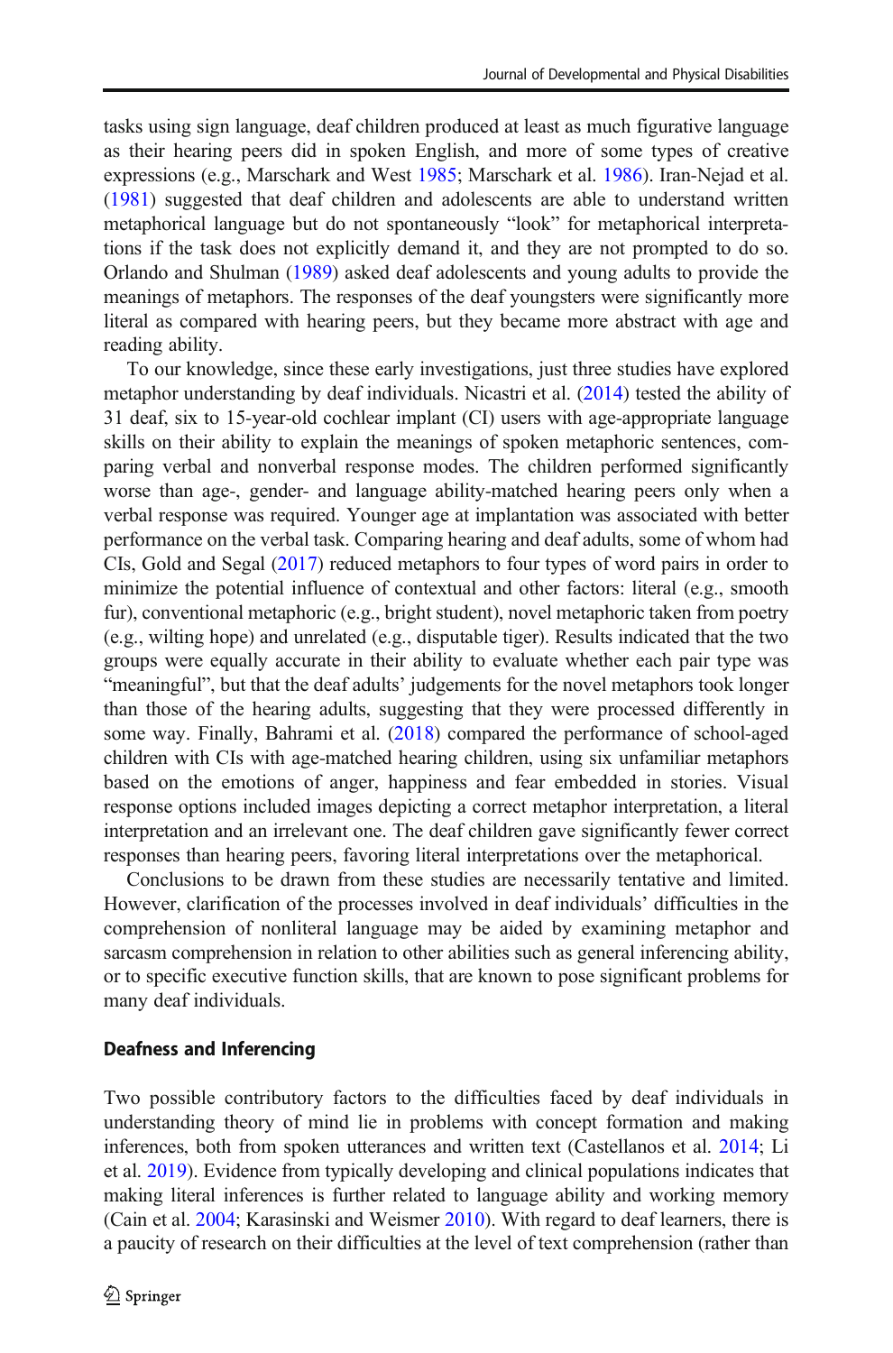tasks using sign language, deaf children produced at least as much figurative language as their hearing peers did in spoken English, and more of some types of creative expressions (e.g., Marschark and West 1985; Marschark et al. 1986). Iran-Nejad et al. (1981) suggested that deaf children and adolescents are able to understand written metaphorical language but do not spontaneously "look" for metaphorical interpretations if the task does not explicitly demand it, and they are not prompted to do so. Orlando and Shulman (1989) asked deaf adolescents and young adults to provide the meanings of metaphors. The responses of the deaf youngsters were significantly more literal as compared with hearing peers, but they became more abstract with age and reading ability.

To our knowledge, since these early investigations, just three studies have explored metaphor understanding by deaf individuals. Nicastri et al. (2014) tested the ability of 31 deaf, six to 15-year-old cochlear implant (CI) users with age-appropriate language skills on their ability to explain the meanings of spoken metaphoric sentences, comparing verbal and nonverbal response modes. The children performed significantly worse than age-, gender- and language ability-matched hearing peers only when a verbal response was required. Younger age at implantation was associated with better performance on the verbal task. Comparing hearing and deaf adults, some of whom had CIs, Gold and Segal (2017) reduced metaphors to four types of word pairs in order to minimize the potential influence of contextual and other factors: literal (e.g., smooth fur), conventional metaphoric (e.g., bright student), novel metaphoric taken from poetry (e.g., wilting hope) and unrelated (e.g., disputable tiger). Results indicated that the two groups were equally accurate in their ability to evaluate whether each pair type was "meaningful", but that the deaf adults' judgements for the novel metaphors took longer than those of the hearing adults, suggesting that they were processed differently in some way. Finally, Bahrami et al. (2018) compared the performance of school-aged children with CIs with age-matched hearing children, using six unfamiliar metaphors based on the emotions of anger, happiness and fear embedded in stories. Visual response options included images depicting a correct metaphor interpretation, a literal interpretation and an irrelevant one. The deaf children gave significantly fewer correct responses than hearing peers, favoring literal interpretations over the metaphorical.

Conclusions to be drawn from these studies are necessarily tentative and limited. However, clarification of the processes involved in deaf individuals' difficulties in the comprehension of nonliteral language may be aided by examining metaphor and sarcasm comprehension in relation to other abilities such as general inferencing ability, or to specific executive function skills, that are known to pose significant problems for many deaf individuals.

### Deafness and Inferencing

Two possible contributory factors to the difficulties faced by deaf individuals in understanding theory of mind lie in problems with concept formation and making inferences, both from spoken utterances and written text (Castellanos et al. 2014; Li et al. 2019). Evidence from typically developing and clinical populations indicates that making literal inferences is further related to language ability and working memory (Cain et al. 2004; Karasinski and Weismer 2010). With regard to deaf learners, there is a paucity of research on their difficulties at the level of text comprehension (rather than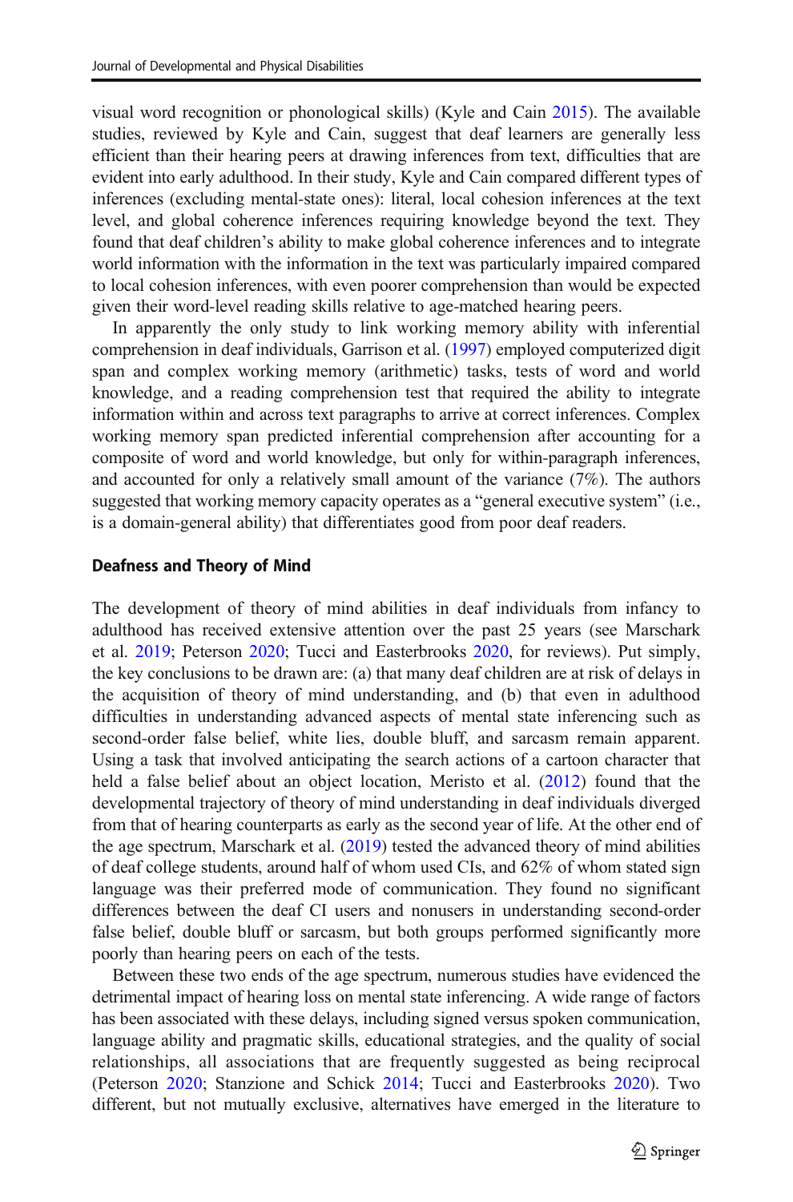visual word recognition or phonological skills) (Kyle and Cain 2015). The available studies, reviewed by Kyle and Cain, suggest that deaf learners are generally less efficient than their hearing peers at drawing inferences from text, difficulties that are evident into early adulthood. In their study, Kyle and Cain compared different types of inferences (excluding mental-state ones): literal, local cohesion inferences at the text level, and global coherence inferences requiring knowledge beyond the text. They found that deaf children's ability to make global coherence inferences and to integrate world information with the information in the text was particularly impaired compared to local cohesion inferences, with even poorer comprehension than would be expected given their word-level reading skills relative to age-matched hearing peers.

In apparently the only study to link working memory ability with inferential comprehension in deaf individuals, Garrison et al. (1997) employed computerized digit span and complex working memory (arithmetic) tasks, tests of word and world knowledge, and a reading comprehension test that required the ability to integrate information within and across text paragraphs to arrive at correct inferences. Complex working memory span predicted inferential comprehension after accounting for a composite of word and world knowledge, but only for within-paragraph inferences, and accounted for only a relatively small amount of the variance (7%). The authors suggested that working memory capacity operates as a "general executive system" (i.e., is a domain-general ability) that differentiates good from poor deaf readers.

### Deafness and Theory of Mind

The development of theory of mind abilities in deaf individuals from infancy to adulthood has received extensive attention over the past 25 years (see Marschark et al. 2019; Peterson 2020; Tucci and Easterbrooks 2020, for reviews). Put simply, the key conclusions to be drawn are: (a) that many deaf children are at risk of delays in the acquisition of theory of mind understanding, and (b) that even in adulthood difficulties in understanding advanced aspects of mental state inferencing such as second-order false belief, white lies, double bluff, and sarcasm remain apparent. Using a task that involved anticipating the search actions of a cartoon character that held a false belief about an object location, Meristo et al. (2012) found that the developmental trajectory of theory of mind understanding in deaf individuals diverged from that of hearing counterparts as early as the second year of life. At the other end of the age spectrum, Marschark et al. (2019) tested the advanced theory of mind abilities of deaf college students, around half of whom used CIs, and 62% of whom stated sign language was their preferred mode of communication. They found no significant differences between the deaf CI users and nonusers in understanding second-order false belief, double bluff or sarcasm, but both groups performed significantly more poorly than hearing peers on each of the tests.

Between these two ends of the age spectrum, numerous studies have evidenced the detrimental impact of hearing loss on mental state inferencing. A wide range of factors has been associated with these delays, including signed versus spoken communication, language ability and pragmatic skills, educational strategies, and the quality of social relationships, all associations that are frequently suggested as being reciprocal (Peterson 2020; Stanzione and Schick 2014; Tucci and Easterbrooks 2020). Two different, but not mutually exclusive, alternatives have emerged in the literature to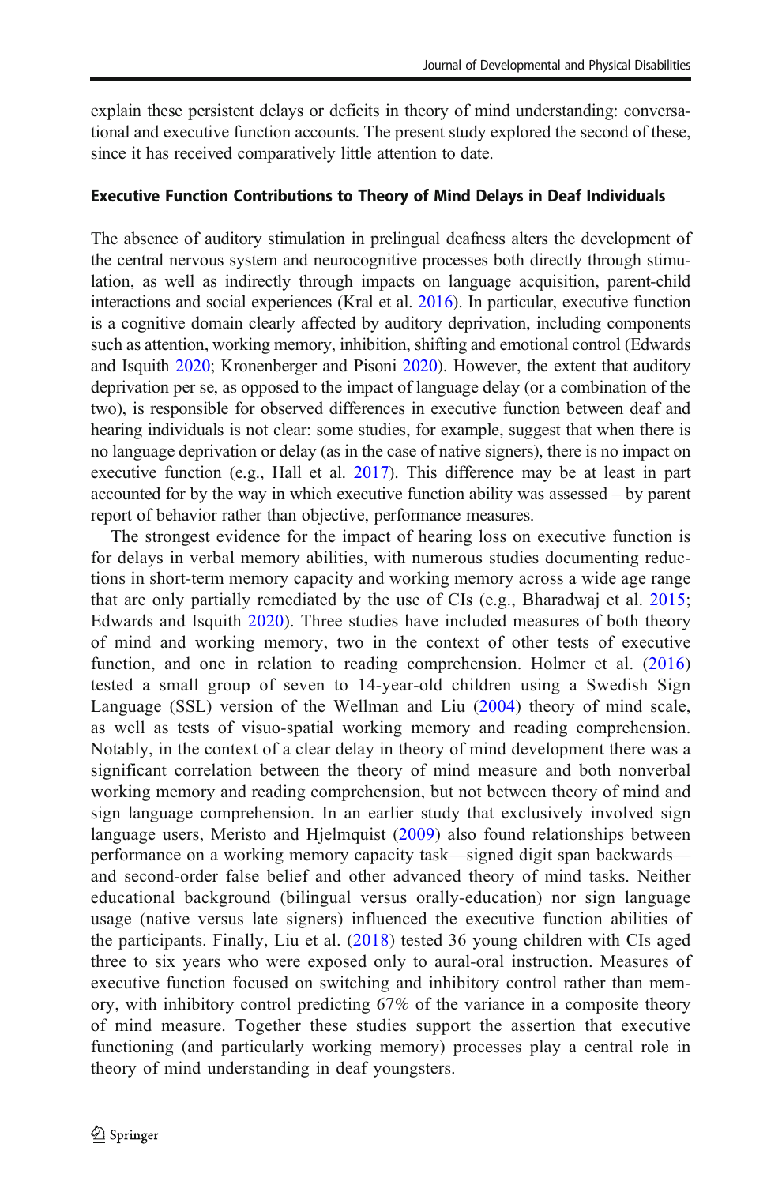explain these persistent delays or deficits in theory of mind understanding: conversational and executive function accounts. The present study explored the second of these, since it has received comparatively little attention to date.

### Executive Function Contributions to Theory of Mind Delays in Deaf Individuals

The absence of auditory stimulation in prelingual deafness alters the development of the central nervous system and neurocognitive processes both directly through stimulation, as well as indirectly through impacts on language acquisition, parent-child interactions and social experiences (Kral et al. 2016). In particular, executive function is a cognitive domain clearly affected by auditory deprivation, including components such as attention, working memory, inhibition, shifting and emotional control (Edwards and Isquith 2020; Kronenberger and Pisoni 2020). However, the extent that auditory deprivation per se, as opposed to the impact of language delay (or a combination of the two), is responsible for observed differences in executive function between deaf and hearing individuals is not clear: some studies, for example, suggest that when there is no language deprivation or delay (as in the case of native signers), there is no impact on executive function (e.g., Hall et al. 2017). This difference may be at least in part accounted for by the way in which executive function ability was assessed – by parent report of behavior rather than objective, performance measures.

The strongest evidence for the impact of hearing loss on executive function is for delays in verbal memory abilities, with numerous studies documenting reductions in short-term memory capacity and working memory across a wide age range that are only partially remediated by the use of CIs (e.g., Bharadwaj et al. 2015; Edwards and Isquith 2020). Three studies have included measures of both theory of mind and working memory, two in the context of other tests of executive function, and one in relation to reading comprehension. Holmer et al. (2016) tested a small group of seven to 14-year-old children using a Swedish Sign Language (SSL) version of the Wellman and Liu (2004) theory of mind scale, as well as tests of visuo-spatial working memory and reading comprehension. Notably, in the context of a clear delay in theory of mind development there was a significant correlation between the theory of mind measure and both nonverbal working memory and reading comprehension, but not between theory of mind and sign language comprehension. In an earlier study that exclusively involved sign language users, Meristo and Hjelmquist (2009) also found relationships between performance on a working memory capacity task—signed digit span backwards—and second-order false belief and other advanced theory of mind tasks. Neither educational background (bilingual versus orally-education) nor sign language usage (native versus late signers) influenced the executive function abilities of the participants. Finally, Liu et al. (2018) tested 36 young children with CIs aged three to six years who were exposed only to aural-oral instruction. Measures of executive function focused on switching and inhibitory control rather than memory, with inhibitory control predicting 67% of the variance in a composite theory of mind measure. Together these studies support the assertion that executive functioning (and particularly working memory) processes play a central role in theory of mind understanding in deaf youngsters.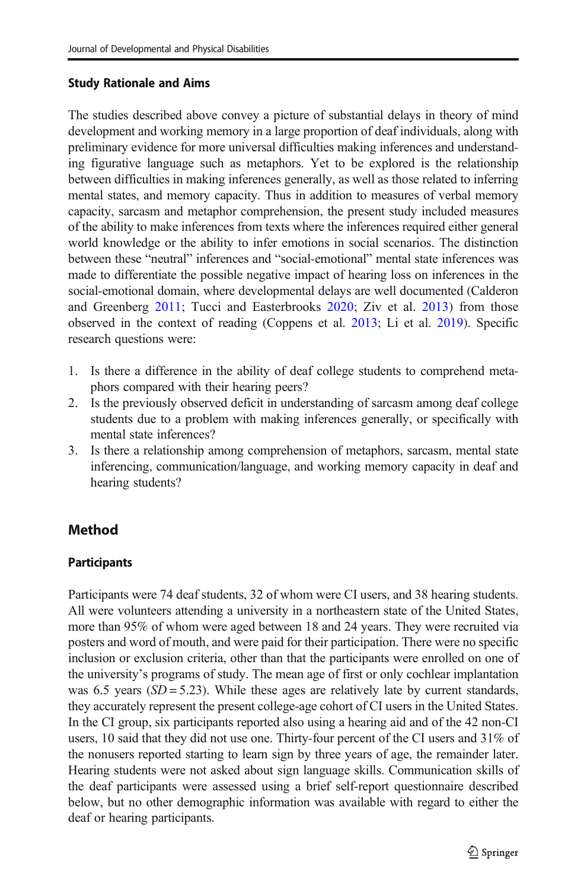### Study Rationale and Aims

The studies described above convey a picture of substantial delays in theory of mind development and working memory in a large proportion of deaf individuals, along with preliminary evidence for more universal difficulties making inferences and understanding figurative language such as metaphors. Yet to be explored is the relationship between difficulties in making inferences generally, as well as those related to inferring mental states, and memory capacity. Thus in addition to measures of verbal memory capacity, sarcasm and metaphor comprehension, the present study included measures of the ability to make inferences from texts where the inferences required either general world knowledge or the ability to infer emotions in social scenarios. The distinction between these "neutral" inferences and "social-emotional" mental state inferences was made to differentiate the possible negative impact of hearing loss on inferences in the social-emotional domain, where developmental delays are well documented (Calderon and Greenberg 2011; Tucci and Easterbrooks 2020; Ziv et al. 2013) from those observed in the context of reading (Coppens et al. 2013; Li et al. 2019). Specific research questions were:

1. Is there a difference in the ability of deaf college students to comprehend metaphors compared with their hearing peers?
2. Is the previously observed deficit in understanding of sarcasm among deaf college students due to a problem with making inferences generally, or specifically with mental state inferences?
3. Is there a relationship among comprehension of metaphors, sarcasm, mental state inferencing, communication/language, and working memory capacity in deaf and hearing students?

## Method

### Participants

Participants were 74 deaf students, 32 of whom were CI users, and 38 hearing students. All were volunteers attending a university in a northeastern state of the United States, more than 95% of whom were aged between 18 and 24 years. They were recruited via posters and word of mouth, and were paid for their participation. There were no specific inclusion or exclusion criteria, other than that the participants were enrolled on one of the university's programs of study. The mean age of first or only cochlear implantation was 6.5 years ($SD = 5.23$). While these ages are relatively late by current standards, they accurately represent the present college-age cohort of CI users in the United States. In the CI group, six participants reported also using a hearing aid and of the 42 non-CI users, 10 said that they did not use one. Thirty-four percent of the CI users and 31% of the nonusers reported starting to learn sign by three years of age, the remainder later. Hearing students were not asked about sign language skills. Communication skills of the deaf participants were assessed using a brief self-report questionnaire described below, but no other demographic information was available with regard to either the deaf or hearing participants.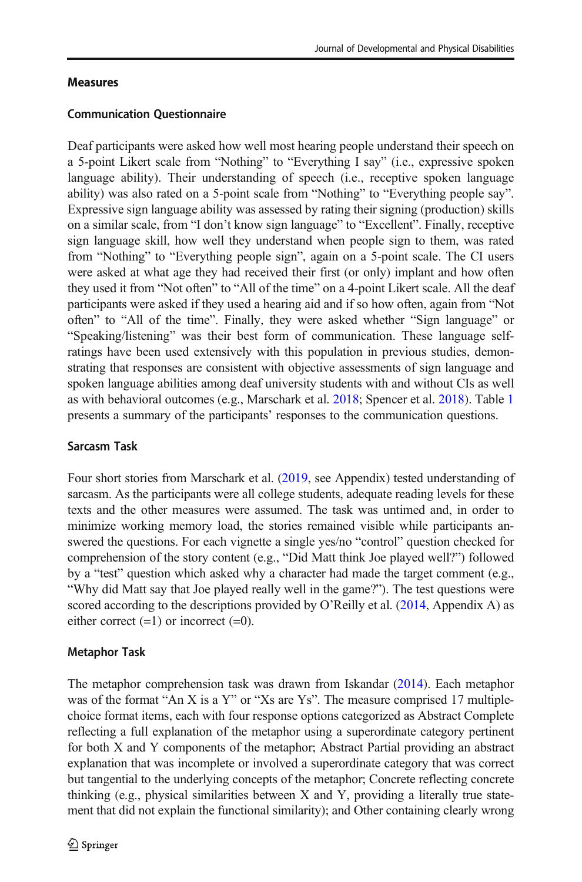## Measures

### Communication Questionnaire

Deaf participants were asked how well most hearing people understand their speech on a 5-point Likert scale from "Nothing" to "Everything I say" (i.e., expressive spoken language ability). Their understanding of speech (i.e., receptive spoken language ability) was also rated on a 5-point scale from "Nothing" to "Everything people say". Expressive sign language ability was assessed by rating their signing (production) skills on a similar scale, from "I don't know sign language" to "Excellent". Finally, receptive sign language skill, how well they understand when people sign to them, was rated from "Nothing" to "Everything people sign", again on a 5-point scale. The CI users were asked at what age they had received their first (or only) implant and how often they used it from "Not often" to "All of the time" on a 4-point Likert scale. All the deaf participants were asked if they used a hearing aid and if so how often, again from "Not often" to "All of the time". Finally, they were asked whether "Sign language" or "Speaking/listening" was their best form of communication. These language self-ratings have been used extensively with this population in previous studies, demonstrating that responses are consistent with objective assessments of sign language and spoken language abilities among deaf university students with and without CIs as well as with behavioral outcomes (e.g., Marschark et al. 2018; Spencer et al. 2018). Table 1 presents a summary of the participants' responses to the communication questions.

### Sarcasm Task

Four short stories from Marschark et al. (2019, see Appendix) tested understanding of sarcasm. As the participants were all college students, adequate reading levels for these texts and the other measures were assumed. The task was untimed and, in order to minimize working memory load, the stories remained visible while participants answered the questions. For each vignette a single yes/no "control" question checked for comprehension of the story content (e.g., "Did Matt think Joe played well?") followed by a "test" question which asked why a character had made the target comment (e.g., "Why did Matt say that Joe played really well in the game?"). The test questions were scored according to the descriptions provided by O'Reilly et al. (2014, Appendix A) as either correct (=1) or incorrect (=0).

### Metaphor Task

The metaphor comprehension task was drawn from Iskandar (2014). Each metaphor was of the format "An X is a Y" or "Xs are Ys". The measure comprised 17 multiple-choice format items, each with four response options categorized as Abstract Complete reflecting a full explanation of the metaphor using a superordinate category pertinent for both X and Y components of the metaphor; Abstract Partial providing an abstract explanation that was incomplete or involved a superordinate category that was correct but tangential to the underlying concepts of the metaphor; Concrete reflecting concrete thinking (e.g., physical similarities between X and Y, providing a literally true statement that did not explain the functional similarity); and Other containing clearly wrong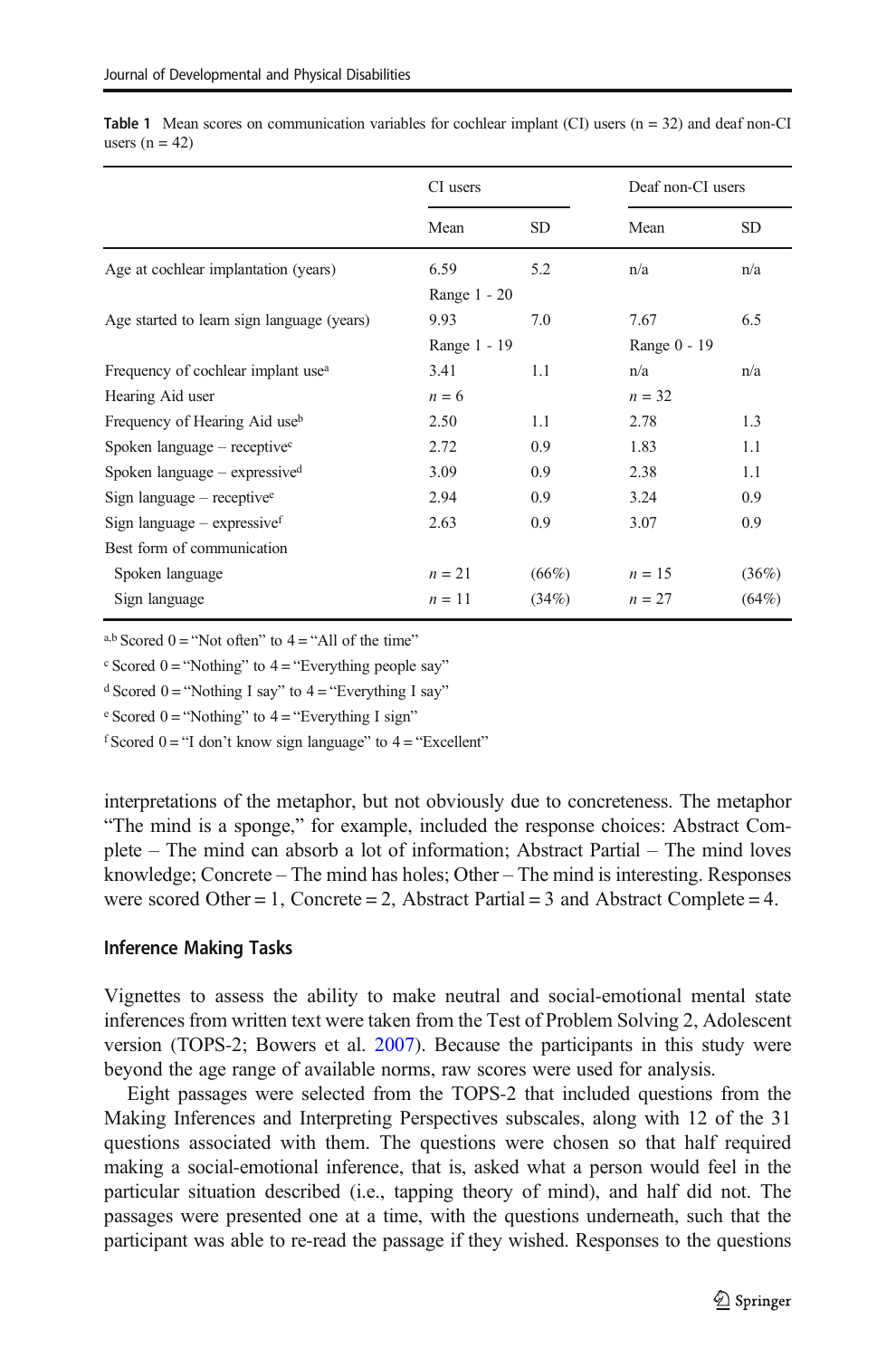**Table 1** Mean scores on communication variables for cochlear implant (CI) users (n = 32) and deaf non-CI users (n = 42)

| | CI users | | Deaf non-CI users | |
|---|---|---|---|---|
| | Mean | SD | Mean | SD |
| Age at cochlear implantation (years) | 6.59 | 5.2 | n/a | n/a |
| | Range 1 - 20 | | | |
| Age started to learn sign language (years) | 9.93 | 7.0 | 7.67 | 6.5 |
| | Range 1 - 19 | | Range 0 - 19 | |
| Frequency of cochlear implant use[a] | 3.41 | 1.1 | n/a | n/a |
| Hearing Aid user | *n* = 6 | | *n* = 32 | |
| Frequency of Hearing Aid use[b] | 2.50 | 1.1 | 2.78 | 1.3 |
| Spoken language – receptive[c] | 2.72 | 0.9 | 1.83 | 1.1 |
| Spoken language – expressive[d] | 3.09 | 0.9 | 2.38 | 1.1 |
| Sign language – receptive[e] | 2.94 | 0.9 | 3.24 | 0.9 |
| Sign language – expressive[f] | 2.63 | 0.9 | 3.07 | 0.9 |
| Best form of communication | | | | |
| Spoken language | *n* = 21 | (66%) | *n* = 15 | (36%) |
| Sign language | *n* = 11 | (34%) | *n* = 27 | (64%) |

[a,b] Scored 0 = "Not often" to 4 = "All of the time"

[c] Scored 0 = "Nothing" to 4 = "Everything people say"

[d] Scored 0 = "Nothing I say" to 4 = "Everything I say"

[e] Scored 0 = "Nothing" to 4 = "Everything I sign"

[f] Scored 0 = "I don't know sign language" to 4 = "Excellent"

interpretations of the metaphor, but not obviously due to concreteness. The metaphor "The mind is a sponge," for example, included the response choices: Abstract Complete – The mind can absorb a lot of information; Abstract Partial – The mind loves knowledge; Concrete – The mind has holes; Other – The mind is interesting. Responses were scored Other = 1, Concrete = 2, Abstract Partial = 3 and Abstract Complete = 4.

### Inference Making Tasks

Vignettes to assess the ability to make neutral and social-emotional mental state inferences from written text were taken from the Test of Problem Solving 2, Adolescent version (TOPS-2; Bowers et al. 2007). Because the participants in this study were beyond the age range of available norms, raw scores were used for analysis.

Eight passages were selected from the TOPS-2 that included questions from the Making Inferences and Interpreting Perspectives subscales, along with 12 of the 31 questions associated with them. The questions were chosen so that half required making a social-emotional inference, that is, asked what a person would feel in the particular situation described (i.e., tapping theory of mind), and half did not. The passages were presented one at a time, with the questions underneath, such that the participant was able to re-read the passage if they wished. Responses to the questions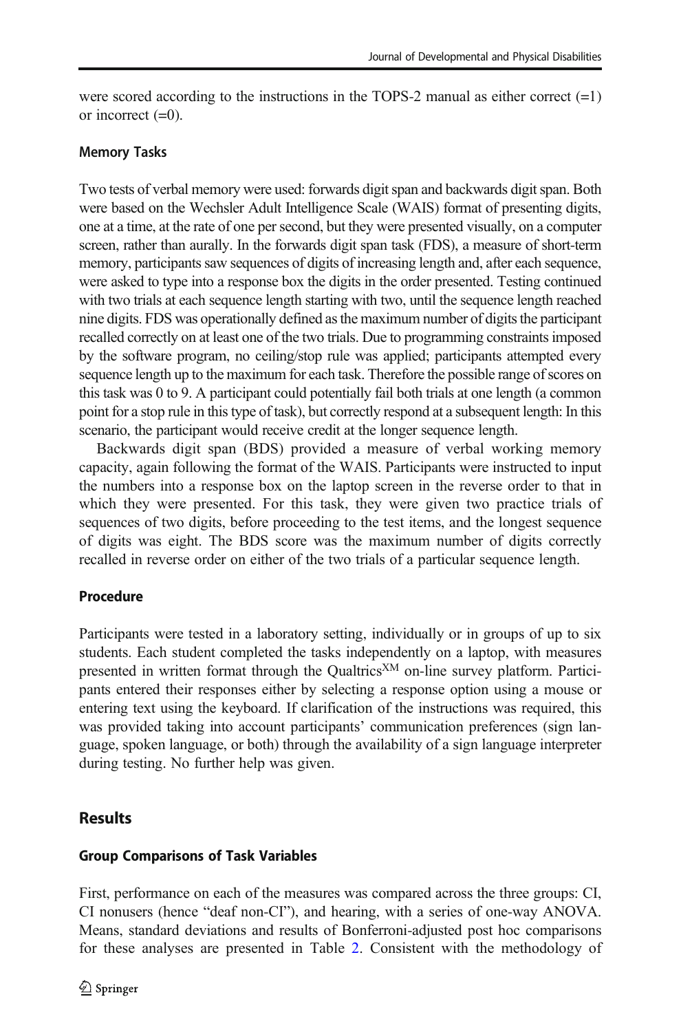were scored according to the instructions in the TOPS-2 manual as either correct (=1) or incorrect (=0).

### Memory Tasks

Two tests of verbal memory were used: forwards digit span and backwards digit span. Both were based on the Wechsler Adult Intelligence Scale (WAIS) format of presenting digits, one at a time, at the rate of one per second, but they were presented visually, on a computer screen, rather than aurally. In the forwards digit span task (FDS), a measure of short-term memory, participants saw sequences of digits of increasing length and, after each sequence, were asked to type into a response box the digits in the order presented. Testing continued with two trials at each sequence length starting with two, until the sequence length reached nine digits. FDS was operationally defined as the maximum number of digits the participant recalled correctly on at least one of the two trials. Due to programming constraints imposed by the software program, no ceiling/stop rule was applied; participants attempted every sequence length up to the maximum for each task. Therefore the possible range of scores on this task was 0 to 9. A participant could potentially fail both trials at one length (a common point for a stop rule in this type of task), but correctly respond at a subsequent length: In this scenario, the participant would receive credit at the longer sequence length.

Backwards digit span (BDS) provided a measure of verbal working memory capacity, again following the format of the WAIS. Participants were instructed to input the numbers into a response box on the laptop screen in the reverse order to that in which they were presented. For this task, they were given two practice trials of sequences of two digits, before proceeding to the test items, and the longest sequence of digits was eight. The BDS score was the maximum number of digits correctly recalled in reverse order on either of the two trials of a particular sequence length.

### Procedure

Participants were tested in a laboratory setting, individually or in groups of up to six students. Each student completed the tasks independently on a laptop, with measures presented in written format through the Qualtrics[XM] on-line survey platform. Participants entered their responses either by selecting a response option using a mouse or entering text using the keyboard. If clarification of the instructions was required, this was provided taking into account participants' communication preferences (sign language, spoken language, or both) through the availability of a sign language interpreter during testing. No further help was given.

## Results

### Group Comparisons of Task Variables

First, performance on each of the measures was compared across the three groups: CI, CI nonusers (hence "deaf non-CI"), and hearing, with a series of one-way ANOVA. Means, standard deviations and results of Bonferroni-adjusted post hoc comparisons for these analyses are presented in Table 2. Consistent with the methodology of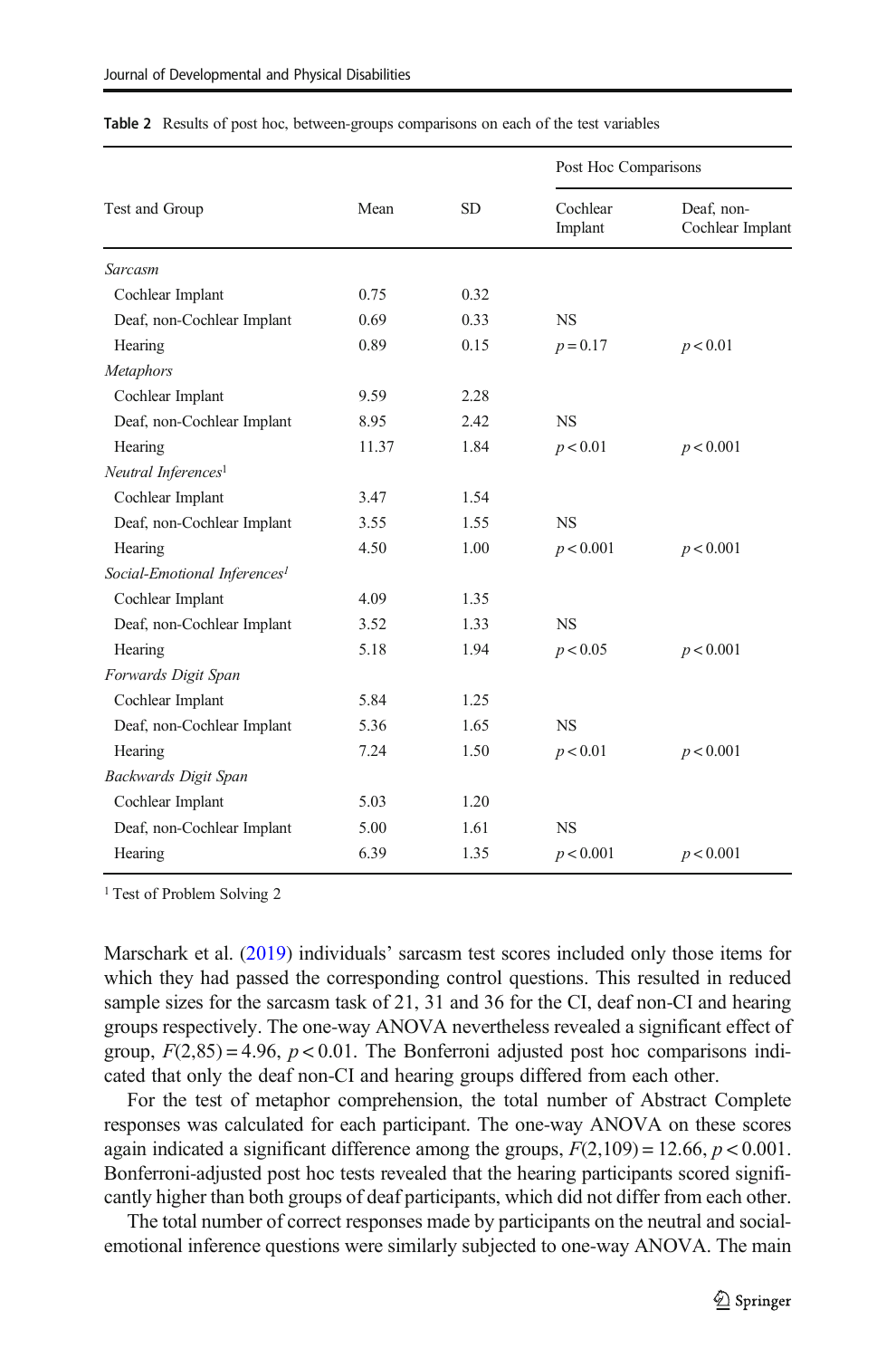Table 2 Results of post hoc, between-groups comparisons on each of the test variables

| Test and Group | Mean | SD | Post Hoc Comparisons | |
|---|---|---|---|---|
| | | | Cochlear Implant | Deaf, non-Cochlear Implant |
| *Sarcasm* | | | | |
| Cochlear Implant | 0.75 | 0.32 | | |
| Deaf, non-Cochlear Implant | 0.69 | 0.33 | NS | |
| Hearing | 0.89 | 0.15 | $p = 0.17$ | $p < 0.01$ |
| *Metaphors* | | | | |
| Cochlear Implant | 9.59 | 2.28 | | |
| Deaf, non-Cochlear Implant | 8.95 | 2.42 | NS | |
| Hearing | 11.37 | 1.84 | $p < 0.01$ | $p < 0.001$ |
| *Neutral Inferences*[1] | | | | |
| Cochlear Implant | 3.47 | 1.54 | | |
| Deaf, non-Cochlear Implant | 3.55 | 1.55 | NS | |
| Hearing | 4.50 | 1.00 | $p < 0.001$ | $p < 0.001$ |
| *Social-Emotional Inferences*[1] | | | | |
| Cochlear Implant | 4.09 | 1.35 | | |
| Deaf, non-Cochlear Implant | 3.52 | 1.33 | NS | |
| Hearing | 5.18 | 1.94 | $p < 0.05$ | $p < 0.001$ |
| *Forwards Digit Span* | | | | |
| Cochlear Implant | 5.84 | 1.25 | | |
| Deaf, non-Cochlear Implant | 5.36 | 1.65 | NS | |
| Hearing | 7.24 | 1.50 | $p < 0.01$ | $p < 0.001$ |
| *Backwards Digit Span* | | | | |
| Cochlear Implant | 5.03 | 1.20 | | |
| Deaf, non-Cochlear Implant | 5.00 | 1.61 | NS | |
| Hearing | 6.39 | 1.35 | $p < 0.001$ | $p < 0.001$ |

[1] Test of Problem Solving 2

Marschark et al. (2019) individuals' sarcasm test scores included only those items for which they had passed the corresponding control questions. This resulted in reduced sample sizes for the sarcasm task of 21, 31 and 36 for the CI, deaf non-CI and hearing groups respectively. The one-way ANOVA nevertheless revealed a significant effect of group, $F(2,85) = 4.96$, $p < 0.01$. The Bonferroni adjusted post hoc comparisons indicated that only the deaf non-CI and hearing groups differed from each other.

For the test of metaphor comprehension, the total number of Abstract Complete responses was calculated for each participant. The one-way ANOVA on these scores again indicated a significant difference among the groups, $F(2,109) = 12.66$, $p < 0.001$. Bonferroni-adjusted post hoc tests revealed that the hearing participants scored significantly higher than both groups of deaf participants, which did not differ from each other.

The total number of correct responses made by participants on the neutral and social-emotional inference questions were similarly subjected to one-way ANOVA. The main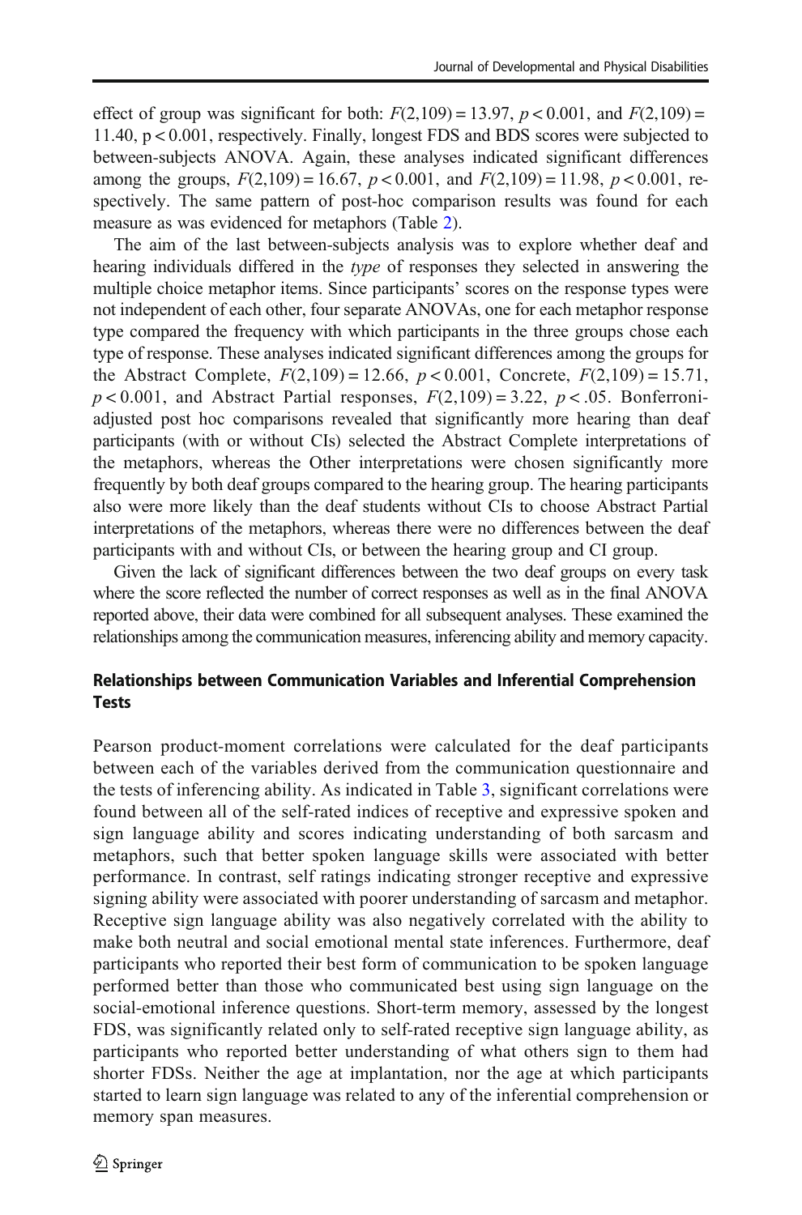effect of group was significant for both: $F(2,109) = 13.97$, $p < 0.001$, and $F(2,109) = 11.40$, $p < 0.001$, respectively. Finally, longest FDS and BDS scores were subjected to between-subjects ANOVA. Again, these analyses indicated significant differences among the groups, $F(2,109) = 16.67$, $p < 0.001$, and $F(2,109) = 11.98$, $p < 0.001$, respectively. The same pattern of post-hoc comparison results was found for each measure as was evidenced for metaphors (Table 2).

The aim of the last between-subjects analysis was to explore whether deaf and hearing individuals differed in the *type* of responses they selected in answering the multiple choice metaphor items. Since participants' scores on the response types were not independent of each other, four separate ANOVAs, one for each metaphor response type compared the frequency with which participants in the three groups chose each type of response. These analyses indicated significant differences among the groups for the Abstract Complete, $F(2,109) = 12.66$, $p < 0.001$, Concrete, $F(2,109) = 15.71$, $p < 0.001$, and Abstract Partial responses, $F(2,109) = 3.22$, $p < .05$. Bonferroni-adjusted post hoc comparisons revealed that significantly more hearing than deaf participants (with or without CIs) selected the Abstract Complete interpretations of the metaphors, whereas the Other interpretations were chosen significantly more frequently by both deaf groups compared to the hearing group. The hearing participants also were more likely than the deaf students without CIs to choose Abstract Partial interpretations of the metaphors, whereas there were no differences between the deaf participants with and without CIs, or between the hearing group and CI group.

Given the lack of significant differences between the two deaf groups on every task where the score reflected the number of correct responses as well as in the final ANOVA reported above, their data were combined for all subsequent analyses. These examined the relationships among the communication measures, inferencing ability and memory capacity.

### Relationships between Communication Variables and Inferential Comprehension Tests

Pearson product-moment correlations were calculated for the deaf participants between each of the variables derived from the communication questionnaire and the tests of inferencing ability. As indicated in Table 3, significant correlations were found between all of the self-rated indices of receptive and expressive spoken and sign language ability and scores indicating understanding of both sarcasm and metaphors, such that better spoken language skills were associated with better performance. In contrast, self ratings indicating stronger receptive and expressive signing ability were associated with poorer understanding of sarcasm and metaphor. Receptive sign language ability was also negatively correlated with the ability to make both neutral and social emotional mental state inferences. Furthermore, deaf participants who reported their best form of communication to be spoken language performed better than those who communicated best using sign language on the social-emotional inference questions. Short-term memory, assessed by the longest FDS, was significantly related only to self-rated receptive sign language ability, as participants who reported better understanding of what others sign to them had shorter FDSs. Neither the age at implantation, nor the age at which participants started to learn sign language was related to any of the inferential comprehension or memory span measures.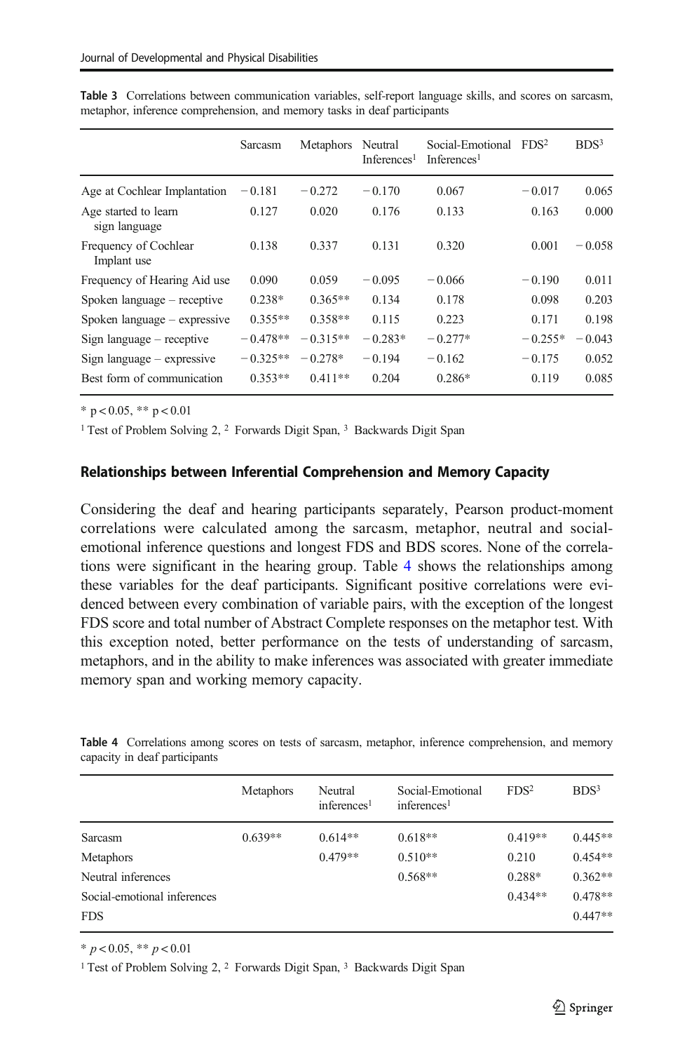**Table 3** Correlations between communication variables, self-report language skills, and scores on sarcasm, metaphor, inference comprehension, and memory tasks in deaf participants

| | Sarcasm | Metaphors | Neutral Inferences[1] | Social-Emotional Inferences[1] | FDS[2] | BDS[3] |
|---|---|---|---|---|---|---|
| Age at Cochlear Implantation | −0.181 | −0.272 | −0.170 | 0.067 | −0.017 | 0.065 |
| Age started to learn sign language | 0.127 | 0.020 | 0.176 | 0.133 | 0.163 | 0.000 |
| Frequency of Cochlear Implant use | 0.138 | 0.337 | 0.131 | 0.320 | 0.001 | −0.058 |
| Frequency of Hearing Aid use | 0.090 | 0.059 | −0.095 | −0.066 | −0.190 | 0.011 |
| Spoken language – receptive | 0.238* | 0.365** | 0.134 | 0.178 | 0.098 | 0.203 |
| Spoken language – expressive | 0.355** | 0.358** | 0.115 | 0.223 | 0.171 | 0.198 |
| Sign language – receptive | −0.478** | −0.315** | −0.283* | −0.277* | −0.255* | −0.043 |
| Sign language – expressive | −0.325** | −0.278* | −0.194 | −0.162 | −0.175 | 0.052 |
| Best form of communication | 0.353** | 0.411** | 0.204 | 0.286* | 0.119 | 0.085 |

* $p < 0.05$, ** $p < 0.01$

[1] Test of Problem Solving 2, [2] Forwards Digit Span, [3] Backwards Digit Span

### Relationships between Inferential Comprehension and Memory Capacity

Considering the deaf and hearing participants separately, Pearson product-moment correlations were calculated among the sarcasm, metaphor, neutral and social-emotional inference questions and longest FDS and BDS scores. None of the correlations were significant in the hearing group. Table 4 shows the relationships among these variables for the deaf participants. Significant positive correlations were evidenced between every combination of variable pairs, with the exception of the longest FDS score and total number of Abstract Complete responses on the metaphor test. With this exception noted, better performance on the tests of understanding of sarcasm, metaphors, and in the ability to make inferences was associated with greater immediate memory span and working memory capacity.

**Table 4** Correlations among scores on tests of sarcasm, metaphor, inference comprehension, and memory capacity in deaf participants

| | Metaphors | Neutral inferences[1] | Social-Emotional inferences[1] | FDS[2] | BDS[3] |
|---|---|---|---|---|---|
| Sarcasm | 0.639** | 0.614** | 0.618** | 0.419** | 0.445** |
| Metaphors | | 0.479** | 0.510** | 0.210 | 0.454** |
| Neutral inferences | | | 0.568** | 0.288* | 0.362** |
| Social-emotional inferences | | | | 0.434** | 0.478** |
| FDS | | | | | 0.447** |

* $p < 0.05$, ** $p < 0.01$

[1] Test of Problem Solving 2, [2] Forwards Digit Span, [3] Backwards Digit Span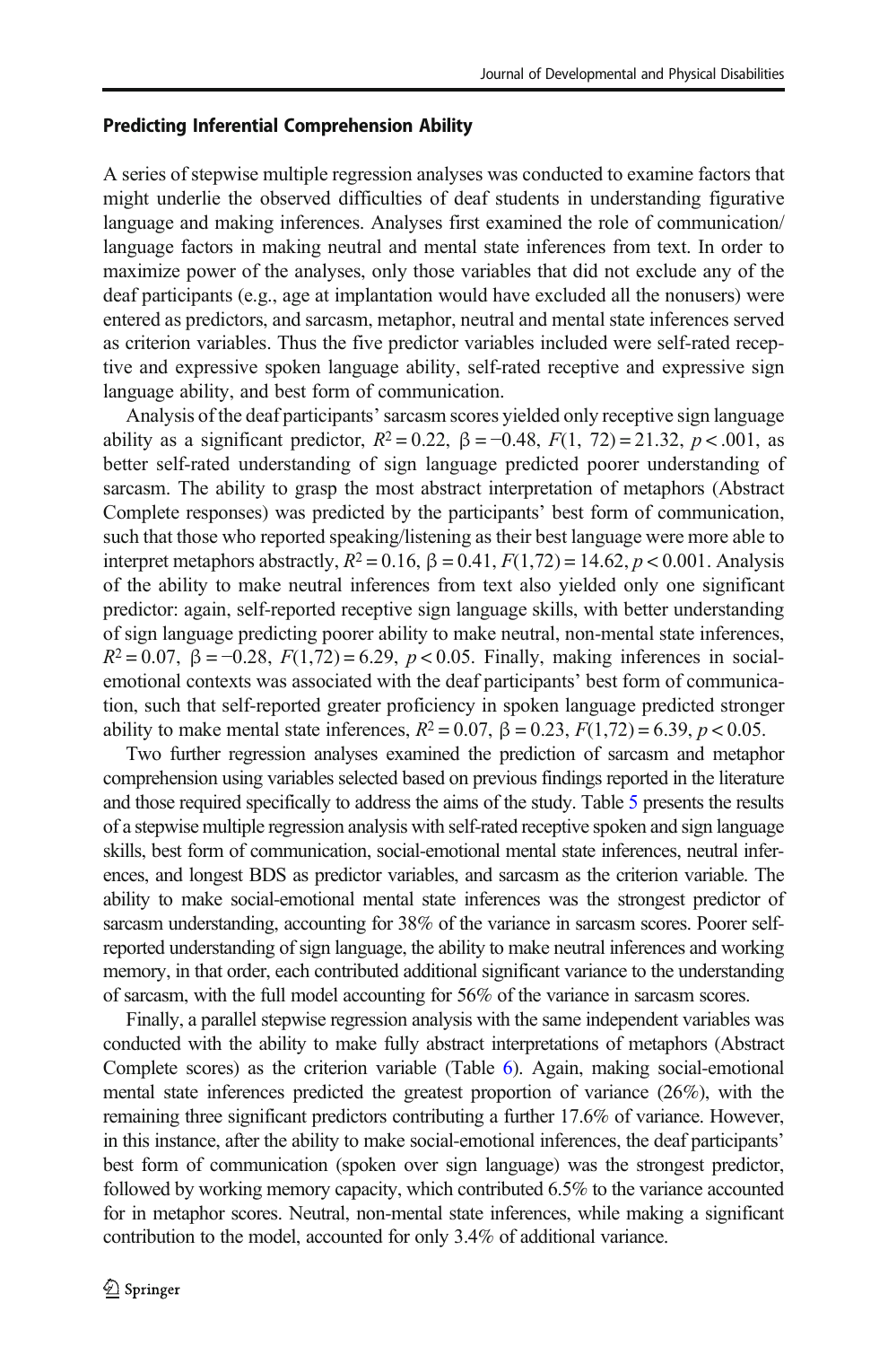### Predicting Inferential Comprehension Ability

A series of stepwise multiple regression analyses was conducted to examine factors that might underlie the observed difficulties of deaf students in understanding figurative language and making inferences. Analyses first examined the role of communication/language factors in making neutral and mental state inferences from text. In order to maximize power of the analyses, only those variables that did not exclude any of the deaf participants (e.g., age at implantation would have excluded all the nonusers) were entered as predictors, and sarcasm, metaphor, neutral and mental state inferences served as criterion variables. Thus the five predictor variables included were self-rated receptive and expressive spoken language ability, self-rated receptive and expressive sign language ability, and best form of communication.

Analysis of the deaf participants' sarcasm scores yielded only receptive sign language ability as a significant predictor, $R^2 = 0.22$, $\beta = -0.48$, $F(1, 72) = 21.32$, $p < .001$, as better self-rated understanding of sign language predicted poorer understanding of sarcasm. The ability to grasp the most abstract interpretation of metaphors (Abstract Complete responses) was predicted by the participants' best form of communication, such that those who reported speaking/listening as their best language were more able to interpret metaphors abstractly, $R^2 = 0.16$, $\beta = 0.41$, $F(1,72) = 14.62$, $p < 0.001$. Analysis of the ability to make neutral inferences from text also yielded only one significant predictor: again, self-reported receptive sign language skills, with better understanding of sign language predicting poorer ability to make neutral, non-mental state inferences, $R^2 = 0.07$, $\beta = -0.28$, $F(1,72) = 6.29$, $p < 0.05$. Finally, making inferences in social-emotional contexts was associated with the deaf participants' best form of communication, such that self-reported greater proficiency in spoken language predicted stronger ability to make mental state inferences, $R^2 = 0.07$, $\beta = 0.23$, $F(1,72) = 6.39$, $p < 0.05$.

Two further regression analyses examined the prediction of sarcasm and metaphor comprehension using variables selected based on previous findings reported in the literature and those required specifically to address the aims of the study. Table 5 presents the results of a stepwise multiple regression analysis with self-rated receptive spoken and sign language skills, best form of communication, social-emotional mental state inferences, neutral inferences, and longest BDS as predictor variables, and sarcasm as the criterion variable. The ability to make social-emotional mental state inferences was the strongest predictor of sarcasm understanding, accounting for 38% of the variance in sarcasm scores. Poorer self-reported understanding of sign language, the ability to make neutral inferences and working memory, in that order, each contributed additional significant variance to the understanding of sarcasm, with the full model accounting for 56% of the variance in sarcasm scores.

Finally, a parallel stepwise regression analysis with the same independent variables was conducted with the ability to make fully abstract interpretations of metaphors (Abstract Complete scores) as the criterion variable (Table 6). Again, making social-emotional mental state inferences predicted the greatest proportion of variance (26%), with the remaining three significant predictors contributing a further 17.6% of variance. However, in this instance, after the ability to make social-emotional inferences, the deaf participants' best form of communication (spoken over sign language) was the strongest predictor, followed by working memory capacity, which contributed 6.5% to the variance accounted for in metaphor scores. Neutral, non-mental state inferences, while making a significant contribution to the model, accounted for only 3.4% of additional variance.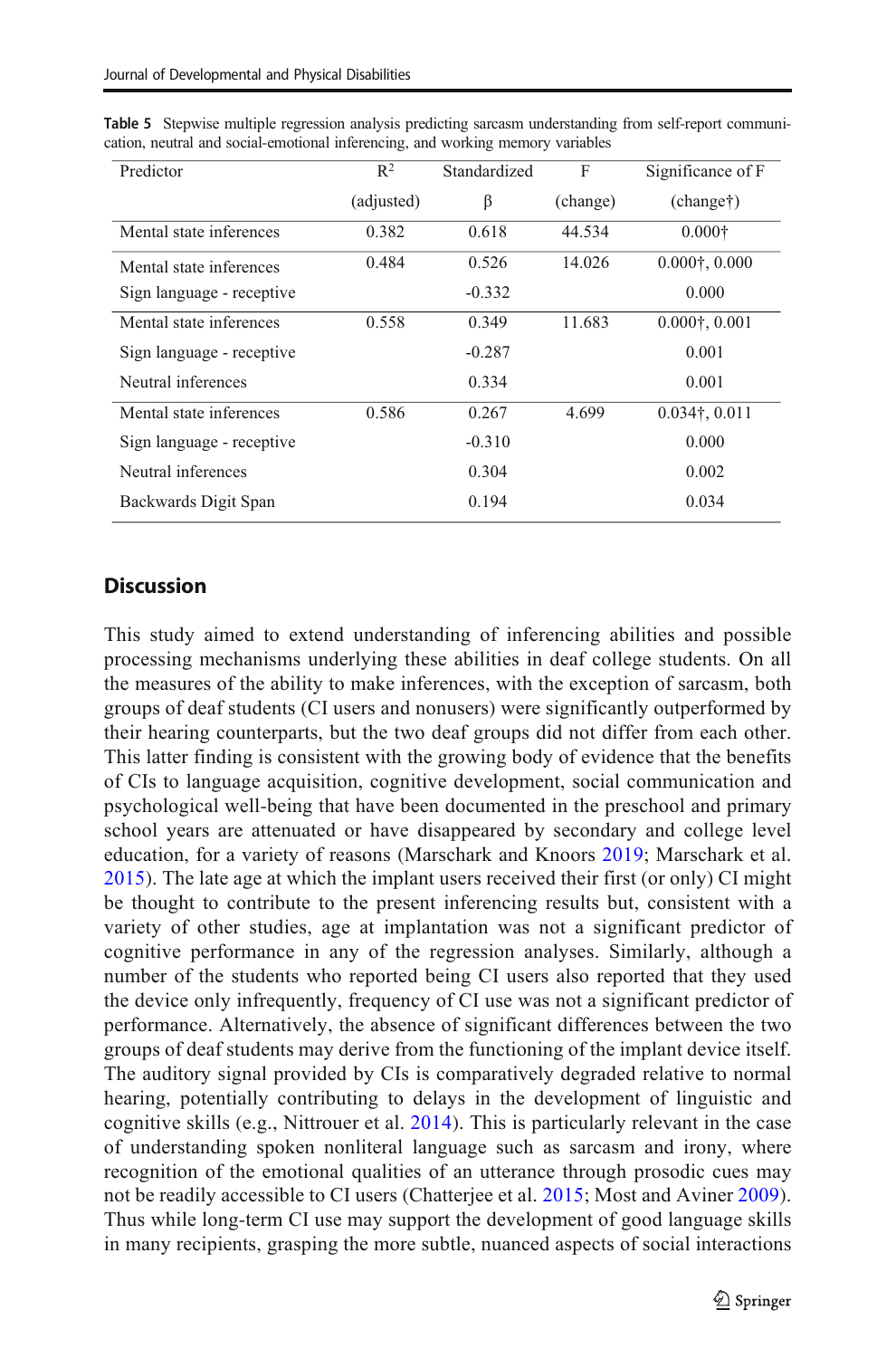**Table 5** Stepwise multiple regression analysis predicting sarcasm understanding from self-report communication, neutral and social-emotional inferencing, and working memory variables

| Predictor | $R^2$ (adjusted) | Standardized β | F (change) | Significance of F (change†) |
|---|---|---|---|---|
| Mental state inferences | 0.382 | 0.618 | 44.534 | 0.000† |
| Mental state inferences | 0.484 | 0.526 | 14.026 | 0.000†, 0.000 |
| Sign language - receptive | | -0.332 | | 0.000 |
| Mental state inferences | 0.558 | 0.349 | 11.683 | 0.000†, 0.001 |
| Sign language - receptive | | -0.287 | | 0.001 |
| Neutral inferences | | 0.334 | | 0.001 |
| Mental state inferences | 0.586 | 0.267 | 4.699 | 0.034†, 0.011 |
| Sign language - receptive | | -0.310 | | 0.000 |
| Neutral inferences | | 0.304 | | 0.002 |
| Backwards Digit Span | | 0.194 | | 0.034 |

## Discussion

This study aimed to extend understanding of inferencing abilities and possible processing mechanisms underlying these abilities in deaf college students. On all the measures of the ability to make inferences, with the exception of sarcasm, both groups of deaf students (CI users and nonusers) were significantly outperformed by their hearing counterparts, but the two deaf groups did not differ from each other. This latter finding is consistent with the growing body of evidence that the benefits of CIs to language acquisition, cognitive development, social communication and psychological well-being that have been documented in the preschool and primary school years are attenuated or have disappeared by secondary and college level education, for a variety of reasons (Marschark and Knoors 2019; Marschark et al. 2015). The late age at which the implant users received their first (or only) CI might be thought to contribute to the present inferencing results but, consistent with a variety of other studies, age at implantation was not a significant predictor of cognitive performance in any of the regression analyses. Similarly, although a number of the students who reported being CI users also reported that they used the device only infrequently, frequency of CI use was not a significant predictor of performance. Alternatively, the absence of significant differences between the two groups of deaf students may derive from the functioning of the implant device itself. The auditory signal provided by CIs is comparatively degraded relative to normal hearing, potentially contributing to delays in the development of linguistic and cognitive skills (e.g., Nittrouer et al. 2014). This is particularly relevant in the case of understanding spoken nonliteral language such as sarcasm and irony, where recognition of the emotional qualities of an utterance through prosodic cues may not be readily accessible to CI users (Chatterjee et al. 2015; Most and Aviner 2009). Thus while long-term CI use may support the development of good language skills in many recipients, grasping the more subtle, nuanced aspects of social interactions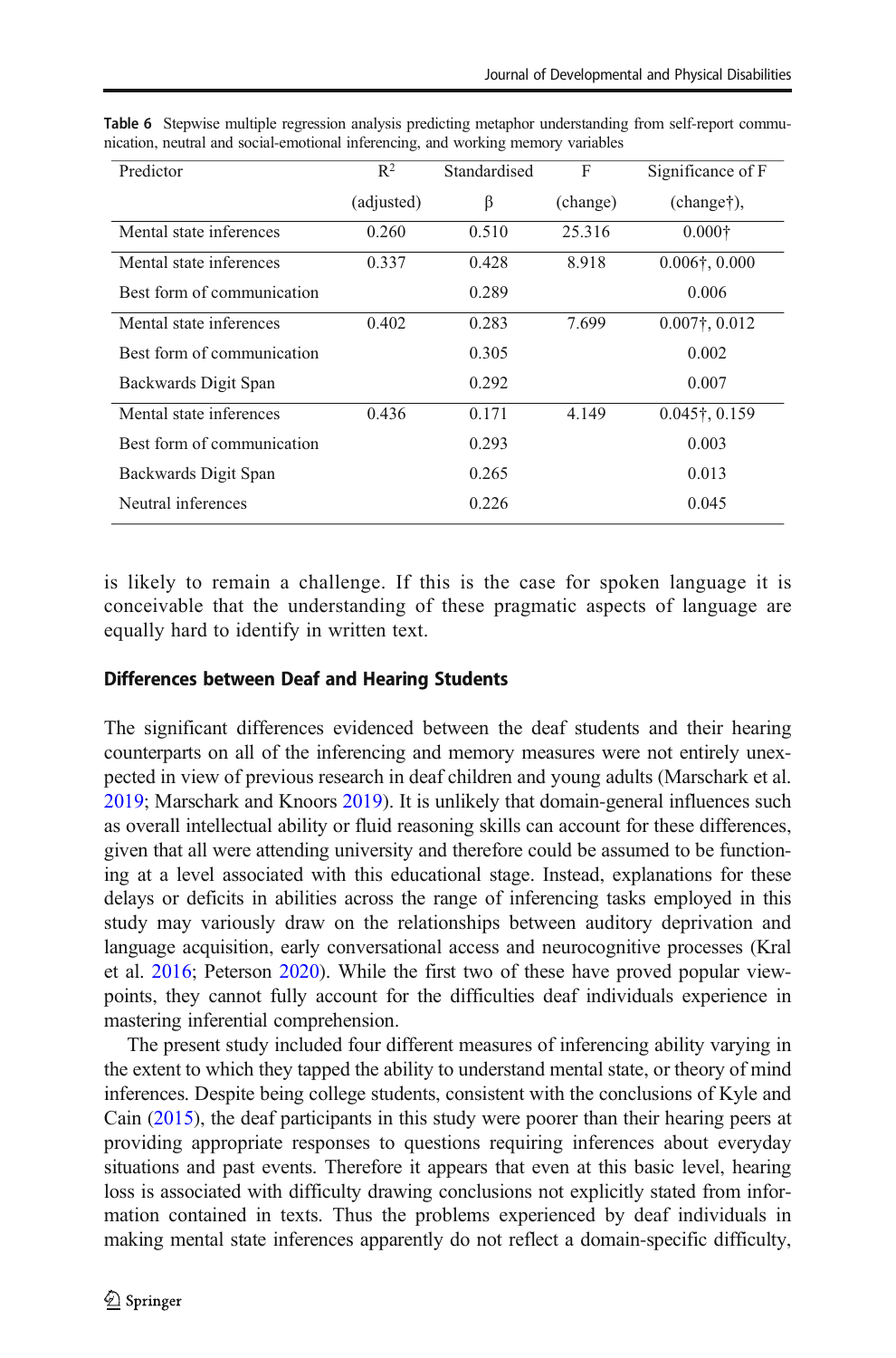**Table 6** Stepwise multiple regression analysis predicting metaphor understanding from self-report communication, neutral and social-emotional inferencing, and working memory variables

| Predictor | $R^2$ (adjusted) | Standardised β | F (change) | Significance of F (change†), |
|---|---|---|---|---|
| Mental state inferences | 0.260 | 0.510 | 25.316 | 0.000† |
| Mental state inferences | 0.337 | 0.428 | 8.918 | 0.006†, 0.000 |
| Best form of communication | | 0.289 | | 0.006 |
| Mental state inferences | 0.402 | 0.283 | 7.699 | 0.007†, 0.012 |
| Best form of communication | | 0.305 | | 0.002 |
| Backwards Digit Span | | 0.292 | | 0.007 |
| Mental state inferences | 0.436 | 0.171 | 4.149 | 0.045†, 0.159 |
| Best form of communication | | 0.293 | | 0.003 |
| Backwards Digit Span | | 0.265 | | 0.013 |
| Neutral inferences | | 0.226 | | 0.045 |

is likely to remain a challenge. If this is the case for spoken language it is conceivable that the understanding of these pragmatic aspects of language are equally hard to identify in written text.

### Differences between Deaf and Hearing Students

The significant differences evidenced between the deaf students and their hearing counterparts on all of the inferencing and memory measures were not entirely unexpected in view of previous research in deaf children and young adults (Marschark et al. 2019; Marschark and Knoors 2019). It is unlikely that domain-general influences such as overall intellectual ability or fluid reasoning skills can account for these differences, given that all were attending university and therefore could be assumed to be functioning at a level associated with this educational stage. Instead, explanations for these delays or deficits in abilities across the range of inferencing tasks employed in this study may variously draw on the relationships between auditory deprivation and language acquisition, early conversational access and neurocognitive processes (Kral et al. 2016; Peterson 2020). While the first two of these have proved popular viewpoints, they cannot fully account for the difficulties deaf individuals experience in mastering inferential comprehension.

The present study included four different measures of inferencing ability varying in the extent to which they tapped the ability to understand mental state, or theory of mind inferences. Despite being college students, consistent with the conclusions of Kyle and Cain (2015), the deaf participants in this study were poorer than their hearing peers at providing appropriate responses to questions requiring inferences about everyday situations and past events. Therefore it appears that even at this basic level, hearing loss is associated with difficulty drawing conclusions not explicitly stated from information contained in texts. Thus the problems experienced by deaf individuals in making mental state inferences apparently do not reflect a domain-specific difficulty,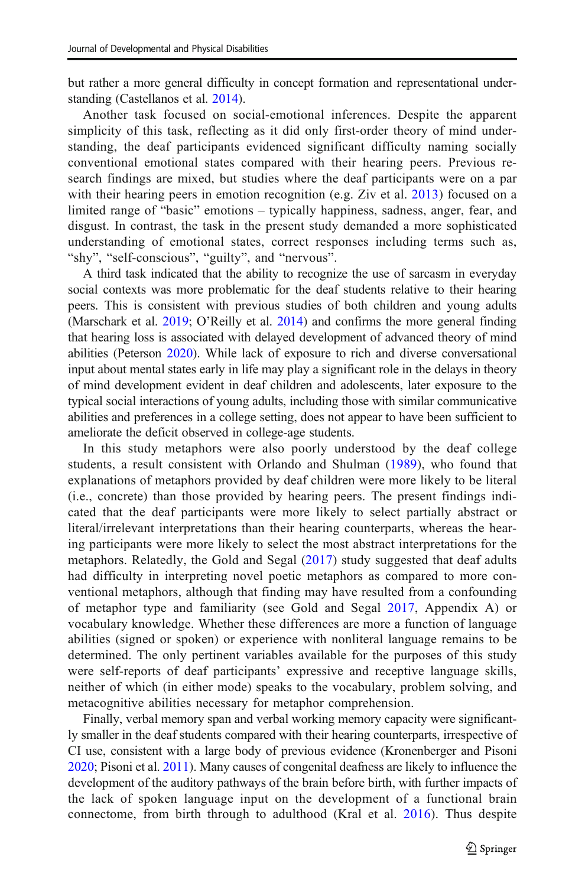but rather a more general difficulty in concept formation and representational understanding (Castellanos et al. 2014).

Another task focused on social-emotional inferences. Despite the apparent simplicity of this task, reflecting as it did only first-order theory of mind understanding, the deaf participants evidenced significant difficulty naming socially conventional emotional states compared with their hearing peers. Previous research findings are mixed, but studies where the deaf participants were on a par with their hearing peers in emotion recognition (e.g. Ziv et al. 2013) focused on a limited range of "basic" emotions – typically happiness, sadness, anger, fear, and disgust. In contrast, the task in the present study demanded a more sophisticated understanding of emotional states, correct responses including terms such as, "shy", "self-conscious", "guilty", and "nervous".

A third task indicated that the ability to recognize the use of sarcasm in everyday social contexts was more problematic for the deaf students relative to their hearing peers. This is consistent with previous studies of both children and young adults (Marschark et al. 2019; O'Reilly et al. 2014) and confirms the more general finding that hearing loss is associated with delayed development of advanced theory of mind abilities (Peterson 2020). While lack of exposure to rich and diverse conversational input about mental states early in life may play a significant role in the delays in theory of mind development evident in deaf children and adolescents, later exposure to the typical social interactions of young adults, including those with similar communicative abilities and preferences in a college setting, does not appear to have been sufficient to ameliorate the deficit observed in college-age students.

In this study metaphors were also poorly understood by the deaf college students, a result consistent with Orlando and Shulman (1989), who found that explanations of metaphors provided by deaf children were more likely to be literal (i.e., concrete) than those provided by hearing peers. The present findings indicated that the deaf participants were more likely to select partially abstract or literal/irrelevant interpretations than their hearing counterparts, whereas the hearing participants were more likely to select the most abstract interpretations for the metaphors. Relatedly, the Gold and Segal (2017) study suggested that deaf adults had difficulty in interpreting novel poetic metaphors as compared to more conventional metaphors, although that finding may have resulted from a confounding of metaphor type and familiarity (see Gold and Segal 2017, Appendix A) or vocabulary knowledge. Whether these differences are more a function of language abilities (signed or spoken) or experience with nonliteral language remains to be determined. The only pertinent variables available for the purposes of this study were self-reports of deaf participants' expressive and receptive language skills, neither of which (in either mode) speaks to the vocabulary, problem solving, and metacognitive abilities necessary for metaphor comprehension.

Finally, verbal memory span and verbal working memory capacity were significantly smaller in the deaf students compared with their hearing counterparts, irrespective of CI use, consistent with a large body of previous evidence (Kronenberger and Pisoni 2020; Pisoni et al. 2011). Many causes of congenital deafness are likely to influence the development of the auditory pathways of the brain before birth, with further impacts of the lack of spoken language input on the development of a functional brain connectome, from birth through to adulthood (Kral et al. 2016). Thus despite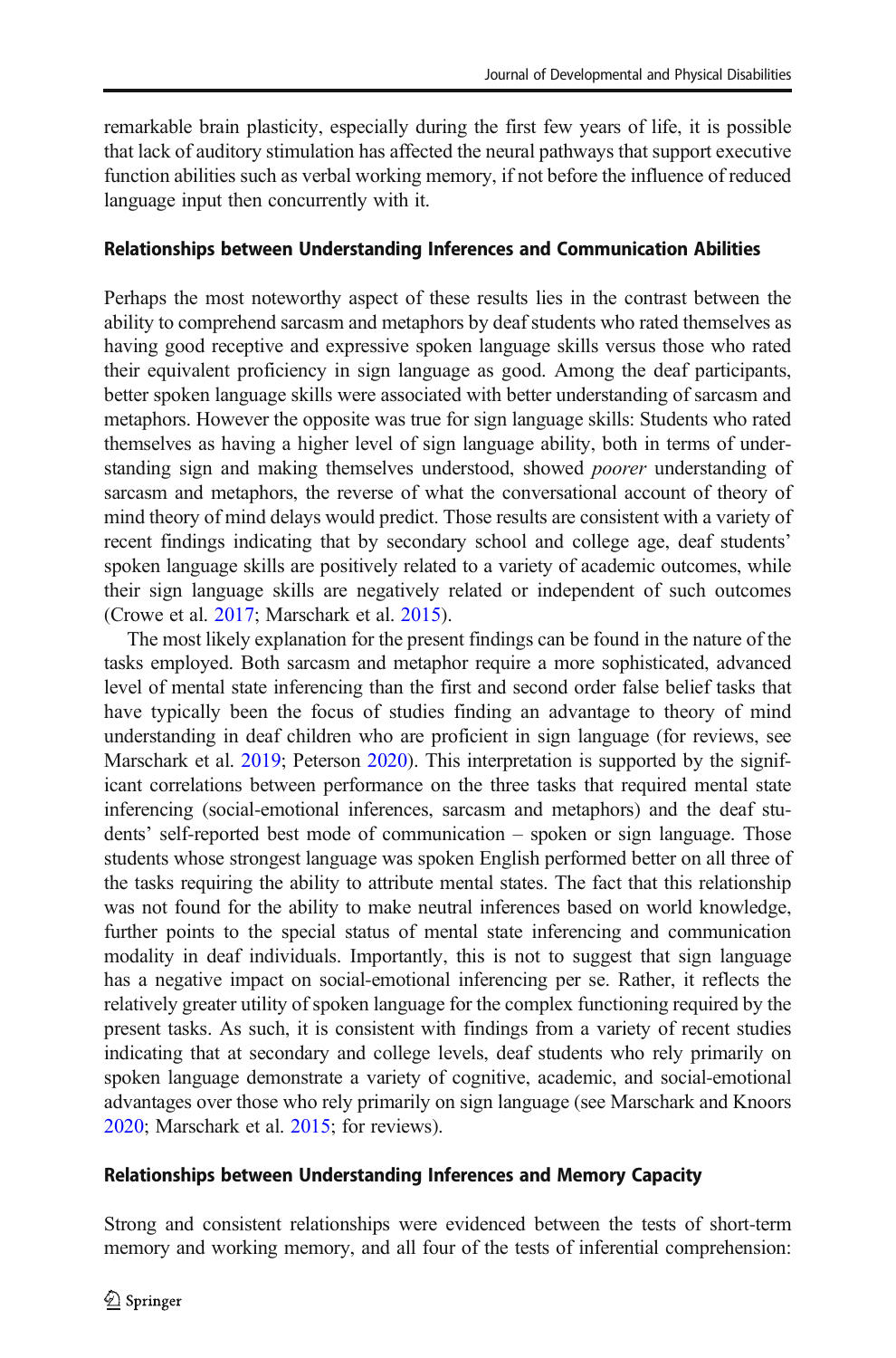remarkable brain plasticity, especially during the first few years of life, it is possible that lack of auditory stimulation has affected the neural pathways that support executive function abilities such as verbal working memory, if not before the influence of reduced language input then concurrently with it.

### Relationships between Understanding Inferences and Communication Abilities

Perhaps the most noteworthy aspect of these results lies in the contrast between the ability to comprehend sarcasm and metaphors by deaf students who rated themselves as having good receptive and expressive spoken language skills versus those who rated their equivalent proficiency in sign language as good. Among the deaf participants, better spoken language skills were associated with better understanding of sarcasm and metaphors. However the opposite was true for sign language skills: Students who rated themselves as having a higher level of sign language ability, both in terms of understanding sign and making themselves understood, showed *poorer* understanding of sarcasm and metaphors, the reverse of what the conversational account of theory of mind theory of mind delays would predict. Those results are consistent with a variety of recent findings indicating that by secondary school and college age, deaf students' spoken language skills are positively related to a variety of academic outcomes, while their sign language skills are negatively related or independent of such outcomes (Crowe et al. 2017; Marschark et al. 2015).

The most likely explanation for the present findings can be found in the nature of the tasks employed. Both sarcasm and metaphor require a more sophisticated, advanced level of mental state inferencing than the first and second order false belief tasks that have typically been the focus of studies finding an advantage to theory of mind understanding in deaf children who are proficient in sign language (for reviews, see Marschark et al. 2019; Peterson 2020). This interpretation is supported by the significant correlations between performance on the three tasks that required mental state inferencing (social-emotional inferences, sarcasm and metaphors) and the deaf students' self-reported best mode of communication – spoken or sign language. Those students whose strongest language was spoken English performed better on all three of the tasks requiring the ability to attribute mental states. The fact that this relationship was not found for the ability to make neutral inferences based on world knowledge, further points to the special status of mental state inferencing and communication modality in deaf individuals. Importantly, this is not to suggest that sign language has a negative impact on social-emotional inferencing per se. Rather, it reflects the relatively greater utility of spoken language for the complex functioning required by the present tasks. As such, it is consistent with findings from a variety of recent studies indicating that at secondary and college levels, deaf students who rely primarily on spoken language demonstrate a variety of cognitive, academic, and social-emotional advantages over those who rely primarily on sign language (see Marschark and Knoors 2020; Marschark et al. 2015; for reviews).

### Relationships between Understanding Inferences and Memory Capacity

Strong and consistent relationships were evidenced between the tests of short-term memory and working memory, and all four of the tests of inferential comprehension: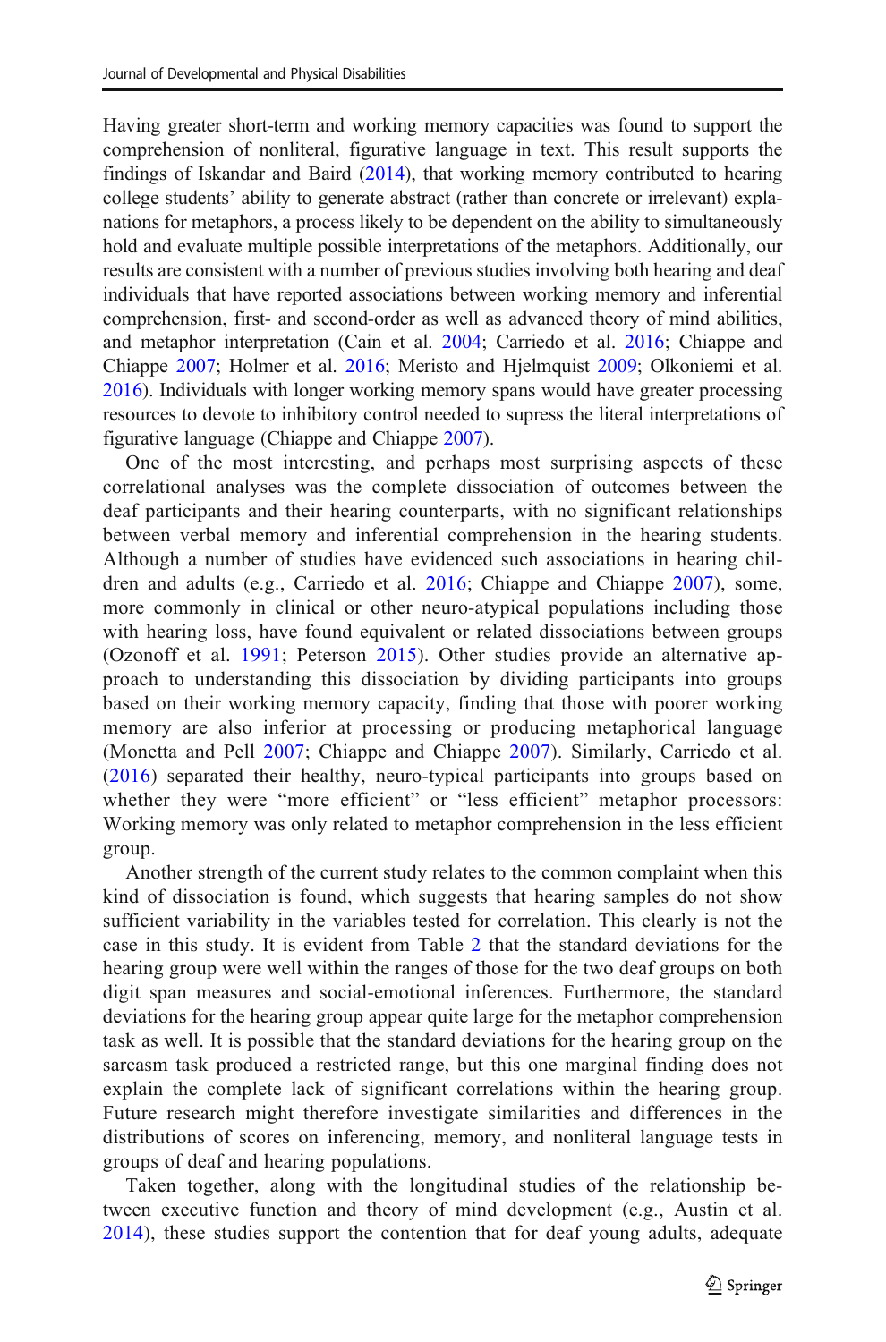Having greater short-term and working memory capacities was found to support the comprehension of nonliteral, figurative language in text. This result supports the findings of Iskandar and Baird (2014), that working memory contributed to hearing college students' ability to generate abstract (rather than concrete or irrelevant) explanations for metaphors, a process likely to be dependent on the ability to simultaneously hold and evaluate multiple possible interpretations of the metaphors. Additionally, our results are consistent with a number of previous studies involving both hearing and deaf individuals that have reported associations between working memory and inferential comprehension, first- and second-order as well as advanced theory of mind abilities, and metaphor interpretation (Cain et al. 2004; Carriedo et al. 2016; Chiappe and Chiappe 2007; Holmer et al. 2016; Meristo and Hjelmquist 2009; Olkoniemi et al. 2016). Individuals with longer working memory spans would have greater processing resources to devote to inhibitory control needed to supress the literal interpretations of figurative language (Chiappe and Chiappe 2007).

One of the most interesting, and perhaps most surprising aspects of these correlational analyses was the complete dissociation of outcomes between the deaf participants and their hearing counterparts, with no significant relationships between verbal memory and inferential comprehension in the hearing students. Although a number of studies have evidenced such associations in hearing children and adults (e.g., Carriedo et al. 2016; Chiappe and Chiappe 2007), some, more commonly in clinical or other neuro-atypical populations including those with hearing loss, have found equivalent or related dissociations between groups (Ozonoff et al. 1991; Peterson 2015). Other studies provide an alternative approach to understanding this dissociation by dividing participants into groups based on their working memory capacity, finding that those with poorer working memory are also inferior at processing or producing metaphorical language (Monetta and Pell 2007; Chiappe and Chiappe 2007). Similarly, Carriedo et al. (2016) separated their healthy, neuro-typical participants into groups based on whether they were "more efficient" or "less efficient" metaphor processors: Working memory was only related to metaphor comprehension in the less efficient group.

Another strength of the current study relates to the common complaint when this kind of dissociation is found, which suggests that hearing samples do not show sufficient variability in the variables tested for correlation. This clearly is not the case in this study. It is evident from Table 2 that the standard deviations for the hearing group were well within the ranges of those for the two deaf groups on both digit span measures and social-emotional inferences. Furthermore, the standard deviations for the hearing group appear quite large for the metaphor comprehension task as well. It is possible that the standard deviations for the hearing group on the sarcasm task produced a restricted range, but this one marginal finding does not explain the complete lack of significant correlations within the hearing group. Future research might therefore investigate similarities and differences in the distributions of scores on inferencing, memory, and nonliteral language tests in groups of deaf and hearing populations.

Taken together, along with the longitudinal studies of the relationship between executive function and theory of mind development (e.g., Austin et al. 2014), these studies support the contention that for deaf young adults, adequate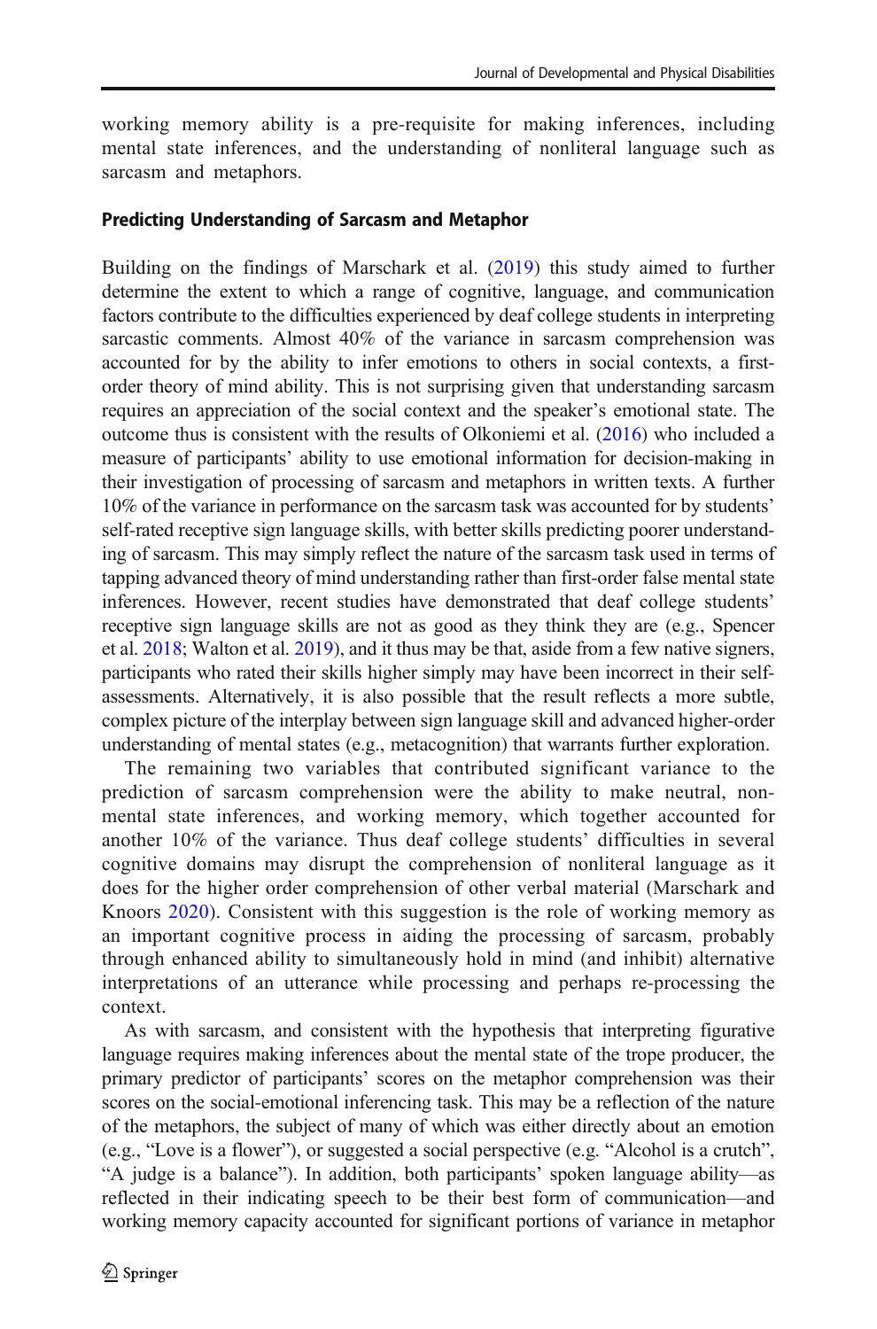working memory ability is a pre-requisite for making inferences, including mental state inferences, and the understanding of nonliteral language such as sarcasm and metaphors.

### Predicting Understanding of Sarcasm and Metaphor

Building on the findings of Marschark et al. (2019) this study aimed to further determine the extent to which a range of cognitive, language, and communication factors contribute to the difficulties experienced by deaf college students in interpreting sarcastic comments. Almost 40% of the variance in sarcasm comprehension was accounted for by the ability to infer emotions to others in social contexts, a first-order theory of mind ability. This is not surprising given that understanding sarcasm requires an appreciation of the social context and the speaker's emotional state. The outcome thus is consistent with the results of Olkoniemi et al. (2016) who included a measure of participants' ability to use emotional information for decision-making in their investigation of processing of sarcasm and metaphors in written texts. A further 10% of the variance in performance on the sarcasm task was accounted for by students' self-rated receptive sign language skills, with better skills predicting poorer understanding of sarcasm. This may simply reflect the nature of the sarcasm task used in terms of tapping advanced theory of mind understanding rather than first-order false mental state inferences. However, recent studies have demonstrated that deaf college students' receptive sign language skills are not as good as they think they are (e.g., Spencer et al. 2018; Walton et al. 2019), and it thus may be that, aside from a few native signers, participants who rated their skills higher simply may have been incorrect in their self-assessments. Alternatively, it is also possible that the result reflects a more subtle, complex picture of the interplay between sign language skill and advanced higher-order understanding of mental states (e.g., metacognition) that warrants further exploration.

The remaining two variables that contributed significant variance to the prediction of sarcasm comprehension were the ability to make neutral, non-mental state inferences, and working memory, which together accounted for another 10% of the variance. Thus deaf college students' difficulties in several cognitive domains may disrupt the comprehension of nonliteral language as it does for the higher order comprehension of other verbal material (Marschark and Knoors 2020). Consistent with this suggestion is the role of working memory as an important cognitive process in aiding the processing of sarcasm, probably through enhanced ability to simultaneously hold in mind (and inhibit) alternative interpretations of an utterance while processing and perhaps re-processing the context.

As with sarcasm, and consistent with the hypothesis that interpreting figurative language requires making inferences about the mental state of the trope producer, the primary predictor of participants' scores on the metaphor comprehension was their scores on the social-emotional inferencing task. This may be a reflection of the nature of the metaphors, the subject of many of which was either directly about an emotion (e.g., "Love is a flower"), or suggested a social perspective (e.g. "Alcohol is a crutch", "A judge is a balance"). In addition, both participants' spoken language ability—as reflected in their indicating speech to be their best form of communication—and working memory capacity accounted for significant portions of variance in metaphor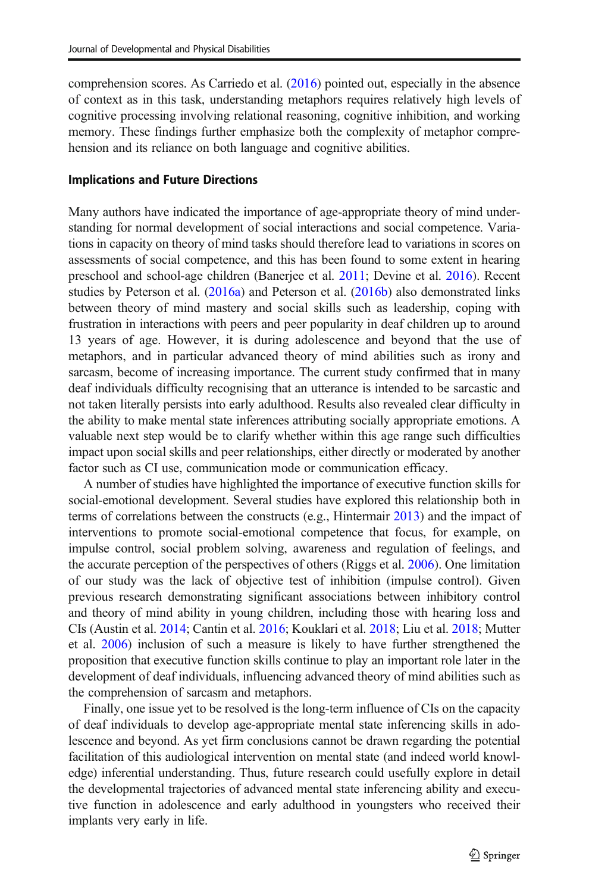comprehension scores. As Carriedo et al. (2016) pointed out, especially in the absence of context as in this task, understanding metaphors requires relatively high levels of cognitive processing involving relational reasoning, cognitive inhibition, and working memory. These findings further emphasize both the complexity of metaphor comprehension and its reliance on both language and cognitive abilities.

### Implications and Future Directions

Many authors have indicated the importance of age-appropriate theory of mind understanding for normal development of social interactions and social competence. Variations in capacity on theory of mind tasks should therefore lead to variations in scores on assessments of social competence, and this has been found to some extent in hearing preschool and school-age children (Banerjee et al. 2011; Devine et al. 2016). Recent studies by Peterson et al. (2016a) and Peterson et al. (2016b) also demonstrated links between theory of mind mastery and social skills such as leadership, coping with frustration in interactions with peers and peer popularity in deaf children up to around 13 years of age. However, it is during adolescence and beyond that the use of metaphors, and in particular advanced theory of mind abilities such as irony and sarcasm, become of increasing importance. The current study confirmed that in many deaf individuals difficulty recognising that an utterance is intended to be sarcastic and not taken literally persists into early adulthood. Results also revealed clear difficulty in the ability to make mental state inferences attributing socially appropriate emotions. A valuable next step would be to clarify whether within this age range such difficulties impact upon social skills and peer relationships, either directly or moderated by another factor such as CI use, communication mode or communication efficacy.

A number of studies have highlighted the importance of executive function skills for social-emotional development. Several studies have explored this relationship both in terms of correlations between the constructs (e.g., Hintermair 2013) and the impact of interventions to promote social-emotional competence that focus, for example, on impulse control, social problem solving, awareness and regulation of feelings, and the accurate perception of the perspectives of others (Riggs et al. 2006). One limitation of our study was the lack of objective test of inhibition (impulse control). Given previous research demonstrating significant associations between inhibitory control and theory of mind ability in young children, including those with hearing loss and CIs (Austin et al. 2014; Cantin et al. 2016; Kouklari et al. 2018; Liu et al. 2018; Mutter et al. 2006) inclusion of such a measure is likely to have further strengthened the proposition that executive function skills continue to play an important role later in the development of deaf individuals, influencing advanced theory of mind abilities such as the comprehension of sarcasm and metaphors.

Finally, one issue yet to be resolved is the long-term influence of CIs on the capacity of deaf individuals to develop age-appropriate mental state inferencing skills in adolescence and beyond. As yet firm conclusions cannot be drawn regarding the potential facilitation of this audiological intervention on mental state (and indeed world knowledge) inferential understanding. Thus, future research could usefully explore in detail the developmental trajectories of advanced mental state inferencing ability and executive function in adolescence and early adulthood in youngsters who received their implants very early in life.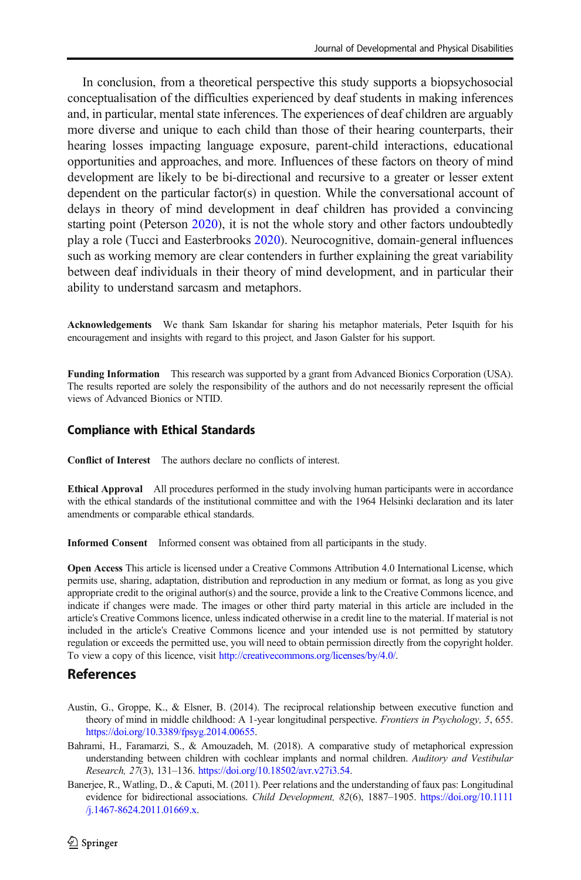In conclusion, from a theoretical perspective this study supports a biopsychosocial conceptualisation of the difficulties experienced by deaf students in making inferences and, in particular, mental state inferences. The experiences of deaf children are arguably more diverse and unique to each child than those of their hearing counterparts, their hearing losses impacting language exposure, parent-child interactions, educational opportunities and approaches, and more. Influences of these factors on theory of mind development are likely to be bi-directional and recursive to a greater or lesser extent dependent on the particular factor(s) in question. While the conversational account of delays in theory of mind development in deaf children has provided a convincing starting point (Peterson 2020), it is not the whole story and other factors undoubtedly play a role (Tucci and Easterbrooks 2020). Neurocognitive, domain-general influences such as working memory are clear contenders in further explaining the great variability between deaf individuals in their theory of mind development, and in particular their ability to understand sarcasm and metaphors.

**Acknowledgements** We thank Sam Iskandar for sharing his metaphor materials, Peter Isquith for his encouragement and insights with regard to this project, and Jason Galster for his support.

**Funding Information** This research was supported by a grant from Advanced Bionics Corporation (USA). The results reported are solely the responsibility of the authors and do not necessarily represent the official views of Advanced Bionics or NTID.

### Compliance with Ethical Standards

**Conflict of Interest** The authors declare no conflicts of interest.

**Ethical Approval** All procedures performed in the study involving human participants were in accordance with the ethical standards of the institutional committee and with the 1964 Helsinki declaration and its later amendments or comparable ethical standards.

**Informed Consent** Informed consent was obtained from all participants in the study.

**Open Access** This article is licensed under a Creative Commons Attribution 4.0 International License, which permits use, sharing, adaptation, distribution and reproduction in any medium or format, as long as you give appropriate credit to the original author(s) and the source, provide a link to the Creative Commons licence, and indicate if changes were made. The images or other third party material in this article are included in the article's Creative Commons licence, unless indicated otherwise in a credit line to the material. If material is not included in the article's Creative Commons licence and your intended use is not permitted by statutory regulation or exceeds the permitted use, you will need to obtain permission directly from the copyright holder. To view a copy of this licence, visit http://creativecommons.org/licenses/by/4.0/.

## References

Austin, G., Groppe, K., & Elsner, B. (2014). The reciprocal relationship between executive function and theory of mind in middle childhood: A 1-year longitudinal perspective. *Frontiers in Psychology, 5*, 655. https://doi.org/10.3389/fpsyg.2014.00655.

Bahrami, H., Faramarzi, S., & Amouzadeh, M. (2018). A comparative study of metaphorical expression understanding between children with cochlear implants and normal children. *Auditory and Vestibular Research, 27*(3), 131–136. https://doi.org/10.18502/avr.v27i3.54.

Banerjee, R., Watling, D., & Caputi, M. (2011). Peer relations and the understanding of faux pas: Longitudinal evidence for bidirectional associations. *Child Development, 82*(6), 1887–1905. https://doi.org/10.1111/j.1467-8624.2011.01669.x.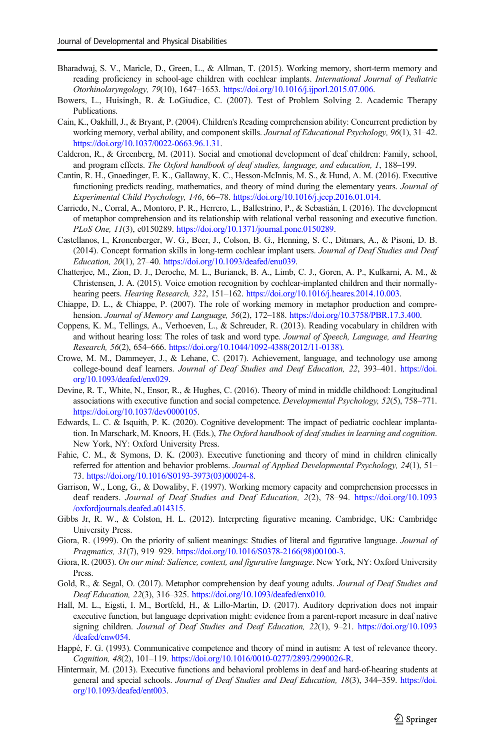Bharadwaj, S. V., Maricle, D., Green, L., & Allman, T. (2015). Working memory, short-term memory and reading proficiency in school-age children with cochlear implants. *International Journal of Pediatric Otorhinolaryngology, 79*(10), 1647–1653. https://doi.org/10.1016/j.ijporl.2015.07.006.

Bowers, L., Huisingh, R. & LoGiudice, C. (2007). Test of Problem Solving 2. Academic Therapy Publications.

Cain, K., Oakhill, J., & Bryant, P. (2004). Children's Reading comprehension ability: Concurrent prediction by working memory, verbal ability, and component skills. *Journal of Educational Psychology, 96*(1), 31–42. https://doi.org/10.1037/0022-0663.96.1.31.

Calderon, R., & Greenberg, M. (2011). Social and emotional development of deaf children: Family, school, and program effects. *The Oxford handbook of deaf studies, language, and education, 1*, 188–199.

Cantin, R. H., Gnaedinger, E. K., Gallaway, K. C., Hesson-McInnis, M. S., & Hund, A. M. (2016). Executive functioning predicts reading, mathematics, and theory of mind during the elementary years. *Journal of Experimental Child Psychology, 146*, 66–78. https://doi.org/10.1016/j.jecp.2016.01.014.

Carriedo, N., Corral, A., Montoro, P. R., Herrero, L., Ballestrino, P., & Sebastián, I. (2016). The development of metaphor comprehension and its relationship with relational verbal reasoning and executive function. *PLoS One, 11*(3), e0150289. https://doi.org/10.1371/journal.pone.0150289.

Castellanos, I., Kronenberger, W. G., Beer, J., Colson, B. G., Henning, S. C., Ditmars, A., & Pisoni, D. B. (2014). Concept formation skills in long-term cochlear implant users. *Journal of Deaf Studies and Deaf Education, 20*(1), 27–40. https://doi.org/10.1093/deafed/enu039.

Chatterjee, M., Zion, D. J., Deroche, M. L., Burianek, B. A., Limb, C. J., Goren, A. P., Kulkarni, A. M., & Christensen, J. A. (2015). Voice emotion recognition by cochlear-implanted children and their normally-hearing peers. *Hearing Research, 322*, 151–162. https://doi.org/10.1016/j.heares.2014.10.003.

Chiappe, D. L., & Chiappe, P. (2007). The role of working memory in metaphor production and comprehension. *Journal of Memory and Language, 56*(2), 172–188. https://doi.org/10.3758/PBR.17.3.400.

Coppens, K. M., Tellings, A., Verhoeven, L., & Schreuder, R. (2013). Reading vocabulary in children with and without hearing loss: The roles of task and word type. *Journal of Speech, Language, and Hearing Research, 56*(2), 654–666. https://doi.org/10.1044/1092-4388(2012/11-0138).

Crowe, M. M., Dammeyer, J., & Lehane, C. (2017). Achievement, language, and technology use among college-bound deaf learners. *Journal of Deaf Studies and Deaf Education, 22*, 393–401. https://doi.org/10.1093/deafed/enx029.

Devine, R. T., White, N., Ensor, R., & Hughes, C. (2016). Theory of mind in middle childhood: Longitudinal associations with executive function and social competence. *Developmental Psychology, 52*(5), 758–771. https://doi.org/10.1037/dev0000105.

Edwards, L. C. & Isquith, P. K. (2020). Cognitive development: The impact of pediatric cochlear implantation. In Marschark, M. Knoors, H. (Eds.), *The Oxford handbook of deaf studies in learning and cognition*. New York, NY: Oxford University Press.

Fahie, C. M., & Symons, D. K. (2003). Executive functioning and theory of mind in children clinically referred for attention and behavior problems. *Journal of Applied Developmental Psychology, 24*(1), 51–73. https://doi.org/10.1016/S0193-3973(03)00024-8.

Garrison, W., Long, G., & Dowaliby, F. (1997). Working memory capacity and comprehension processes in deaf readers. *Journal of Deaf Studies and Deaf Education, 2*(2), 78–94. https://doi.org/10.1093/oxfordjournals.deafed.a014315.

Gibbs Jr, R. W., & Colston, H. L. (2012). Interpreting figurative meaning. Cambridge, UK: Cambridge University Press.

Giora, R. (1999). On the priority of salient meanings: Studies of literal and figurative language. *Journal of Pragmatics, 31*(7), 919–929. https://doi.org/10.1016/S0378-2166(98)00100-3.

Giora, R. (2003). *On our mind: Salience, context, and figurative language*. New York, NY: Oxford University Press.

Gold, R., & Segal, O. (2017). Metaphor comprehension by deaf young adults. *Journal of Deaf Studies and Deaf Education, 22*(3), 316–325. https://doi.org/10.1093/deafed/enx010.

Hall, M. L., Eigsti, I. M., Bortfeld, H., & Lillo-Martin, D. (2017). Auditory deprivation does not impair executive function, but language deprivation might: evidence from a parent-report measure in deaf native signing children. *Journal of Deaf Studies and Deaf Education, 22*(1), 9–21. https://doi.org/10.1093/deafed/enw054.

Happé, F. G. (1993). Communicative competence and theory of mind in autism: A test of relevance theory. *Cognition, 48*(2), 101–119. https://doi.org/10.1016/0010-0277/2893/2990026-R.

Hintermair, M. (2013). Executive functions and behavioral problems in deaf and hard-of-hearing students at general and special schools. *Journal of Deaf Studies and Deaf Education, 18*(3), 344–359. https://doi.org/10.1093/deafed/ent003.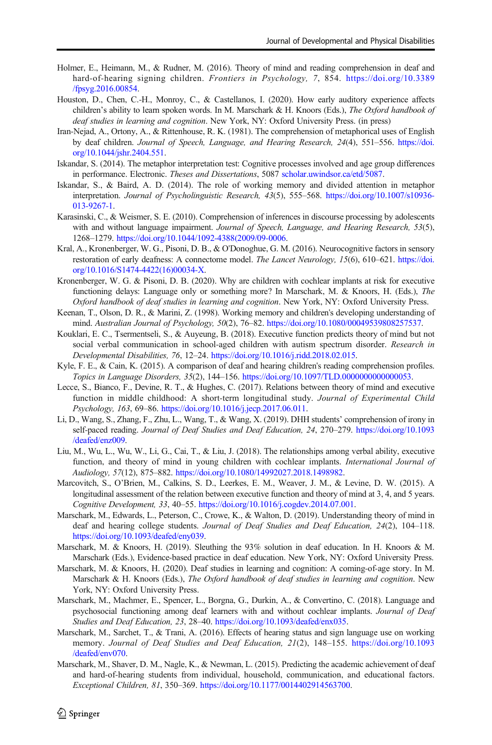Holmer, E., Heimann, M., & Rudner, M. (2016). Theory of mind and reading comprehension in deaf and hard-of-hearing signing children. *Frontiers in Psychology, 7*, 854. https://doi.org/10.3389/fpsyg.2016.00854.

Houston, D., Chen, C.-H., Monroy, C., & Castellanos, I. (2020). How early auditory experience affects children's ability to learn spoken words. In M. Marschark & H. Knoors (Eds.), *The Oxford handbook of deaf studies in learning and cognition*. New York, NY: Oxford University Press. (in press)

Iran-Nejad, A., Ortony, A., & Rittenhouse, R. K. (1981). The comprehension of metaphorical uses of English by deaf children. *Journal of Speech, Language, and Hearing Research, 24*(4), 551–556. https://doi.org/10.1044/jshr.2404.551.

Iskandar, S. (2014). The metaphor interpretation test: Cognitive processes involved and age group differences in performance. Electronic. *Theses and Dissertations*, 5087 scholar.uwindsor.ca/etd/5087.

Iskandar, S., & Baird, A. D. (2014). The role of working memory and divided attention in metaphor interpretation. *Journal of Psycholinguistic Research, 43*(5), 555–568. https://doi.org/10.1007/s10936-013-9267-1.

Karasinski, C., & Weismer, S. E. (2010). Comprehension of inferences in discourse processing by adolescents with and without language impairment. *Journal of Speech, Language, and Hearing Research, 53*(5), 1268–1279. https://doi.org/10.1044/1092-4388(2009/09-0006.

Kral, A., Kronenberger, W. G., Pisoni, D. B., & O'Donoghue, G. M. (2016). Neurocognitive factors in sensory restoration of early deafness: A connectome model. *The Lancet Neurology, 15*(6), 610–621. https://doi.org/10.1016/S1474-4422(16)00034-X.

Kronenberger, W. G. & Pisoni, D. B. (2020). Why are children with cochlear implants at risk for executive functioning delays: Language only or something more? In Marschark, M. & Knoors, H. (Eds.), *The Oxford handbook of deaf studies in learning and cognition*. New York, NY: Oxford University Press.

Keenan, T., Olson, D. R., & Marini, Z. (1998). Working memory and children's developing understanding of mind. *Australian Journal of Psychology, 50*(2), 76–82. https://doi.org/10.1080/00049539808257537.

Kouklari, E. C., Tsermentseli, S., & Auyeung, B. (2018). Executive function predicts theory of mind but not social verbal communication in school-aged children with autism spectrum disorder. *Research in Developmental Disabilities, 76*, 12–24. https://doi.org/10.1016/j.ridd.2018.02.015.

Kyle, F. E., & Cain, K. (2015). A comparison of deaf and hearing children's reading comprehension profiles. *Topics in Language Disorders, 35*(2), 144–156. https://doi.org/10.1097/TLD.0000000000000053.

Lecce, S., Bianco, F., Devine, R. T., & Hughes, C. (2017). Relations between theory of mind and executive function in middle childhood: A short-term longitudinal study. *Journal of Experimental Child Psychology, 163*, 69–86. https://doi.org/10.1016/j.jecp.2017.06.011.

Li, D., Wang, S., Zhang, F., Zhu, L., Wang, T., & Wang, X. (2019). DHH students' comprehension of irony in self-paced reading. *Journal of Deaf Studies and Deaf Education, 24*, 270–279. https://doi.org/10.1093/deafed/enz009.

Liu, M., Wu, L., Wu, W., Li, G., Cai, T., & Liu, J. (2018). The relationships among verbal ability, executive function, and theory of mind in young children with cochlear implants. *International Journal of Audiology, 57*(12), 875–882. https://doi.org/10.1080/14992027.2018.1498982.

Marcovitch, S., O'Brien, M., Calkins, S. D., Leerkes, E. M., Weaver, J. M., & Levine, D. W. (2015). A longitudinal assessment of the relation between executive function and theory of mind at 3, 4, and 5 years. *Cognitive Development, 33*, 40–55. https://doi.org/10.1016/j.cogdev.2014.07.001.

Marschark, M., Edwards, L., Peterson, C., Crowe, K., & Walton, D. (2019). Understanding theory of mind in deaf and hearing college students. *Journal of Deaf Studies and Deaf Education, 24*(2), 104–118. https://doi.org/10.1093/deafed/eny039.

Marschark, M. & Knoors, H. (2019). Sleuthing the 93% solution in deaf education. In H. Knoors & M. Marschark (Eds.), Evidence-based practice in deaf education. New York, NY: Oxford University Press.

Marschark, M. & Knoors, H. (2020). Deaf studies in learning and cognition: A coming-of-age story. In M. Marschark & H. Knoors (Eds.), *The Oxford handbook of deaf studies in learning and cognition*. New York, NY: Oxford University Press.

Marschark, M., Machmer, E., Spencer, L., Borgna, G., Durkin, A., & Convertino, C. (2018). Language and psychosocial functioning among deaf learners with and without cochlear implants. *Journal of Deaf Studies and Deaf Education, 23*, 28–40. https://doi.org/10.1093/deafed/enx035.

Marschark, M., Sarchet, T., & Trani, A. (2016). Effects of hearing status and sign language use on working memory. *Journal of Deaf Studies and Deaf Education, 21*(2), 148–155. https://doi.org/10.1093/deafed/env070.

Marschark, M., Shaver, D. M., Nagle, K., & Newman, L. (2015). Predicting the academic achievement of deaf and hard-of-hearing students from individual, household, communication, and educational factors. *Exceptional Children, 81*, 350–369. https://doi.org/10.1177/0014402914563700.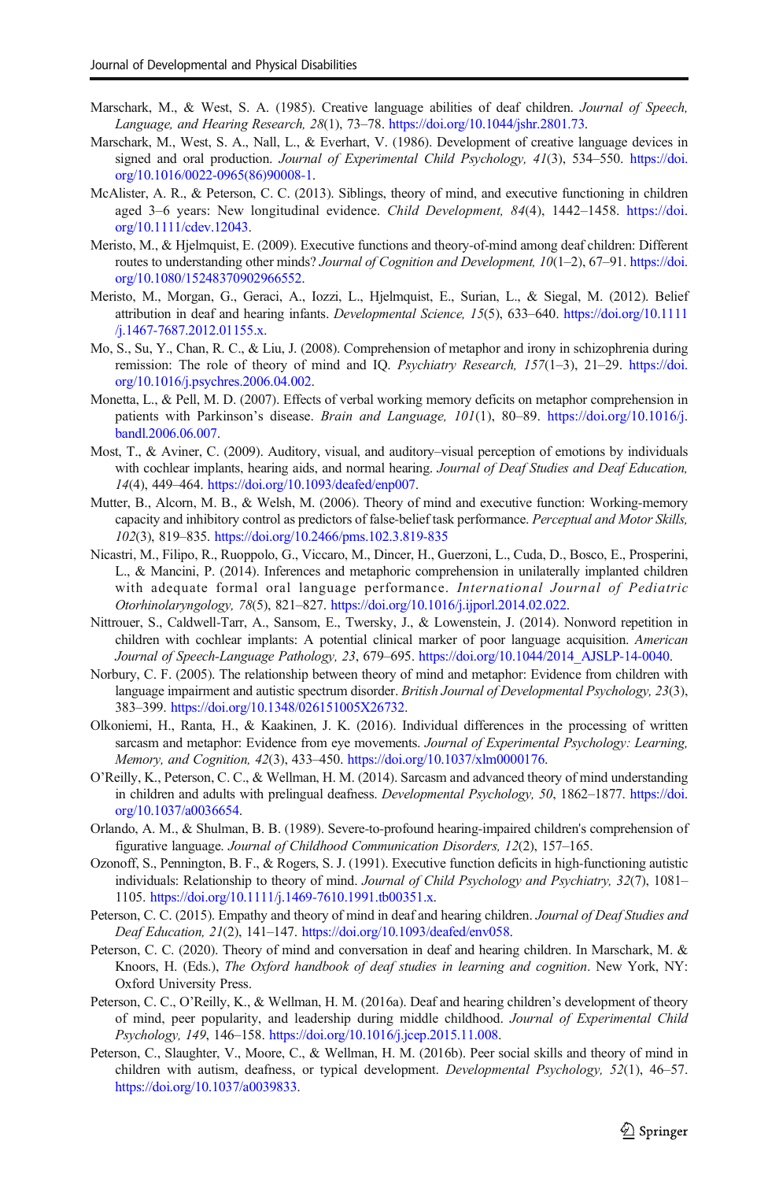Marschark, M., & West, S. A. (1985). Creative language abilities of deaf children. *Journal of Speech, Language, and Hearing Research, 28*(1), 73–78. https://doi.org/10.1044/jshr.2801.73.

Marschark, M., West, S. A., Nall, L., & Everhart, V. (1986). Development of creative language devices in signed and oral production. *Journal of Experimental Child Psychology, 41*(3), 534–550. https://doi.org/10.1016/0022-0965(86)90008-1.

McAlister, A. R., & Peterson, C. C. (2013). Siblings, theory of mind, and executive functioning in children aged 3–6 years: New longitudinal evidence. *Child Development, 84*(4), 1442–1458. https://doi.org/10.1111/cdev.12043.

Meristo, M., & Hjelmquist, E. (2009). Executive functions and theory-of-mind among deaf children: Different routes to understanding other minds? *Journal of Cognition and Development, 10*(1–2), 67–91. https://doi.org/10.1080/15248370902966552.

Meristo, M., Morgan, G., Geraci, A., Iozzi, L., Hjelmquist, E., Surian, L., & Siegal, M. (2012). Belief attribution in deaf and hearing infants. *Developmental Science, 15*(5), 633–640. https://doi.org/10.1111/j.1467-7687.2012.01155.x.

Mo, S., Su, Y., Chan, R. C., & Liu, J. (2008). Comprehension of metaphor and irony in schizophrenia during remission: The role of theory of mind and IQ. *Psychiatry Research, 157*(1–3), 21–29. https://doi.org/10.1016/j.psychres.2006.04.002.

Monetta, L., & Pell, M. D. (2007). Effects of verbal working memory deficits on metaphor comprehension in patients with Parkinson's disease. *Brain and Language, 101*(1), 80–89. https://doi.org/10.1016/j.bandl.2006.06.007.

Most, T., & Aviner, C. (2009). Auditory, visual, and auditory–visual perception of emotions by individuals with cochlear implants, hearing aids, and normal hearing. *Journal of Deaf Studies and Deaf Education, 14*(4), 449–464. https://doi.org/10.1093/deafed/enp007.

Mutter, B., Alcorn, M. B., & Welsh, M. (2006). Theory of mind and executive function: Working-memory capacity and inhibitory control as predictors of false-belief task performance. *Perceptual and Motor Skills, 102*(3), 819–835. https://doi.org/10.2466/pms.102.3.819-835

Nicastri, M., Filipo, R., Ruoppolo, G., Viccaro, M., Dincer, H., Guerzoni, L., Cuda, D., Bosco, E., Prosperini, L., & Mancini, P. (2014). Inferences and metaphoric comprehension in unilaterally implanted children with adequate formal oral language performance. *International Journal of Pediatric Otorhinolaryngology, 78*(5), 821–827. https://doi.org/10.1016/j.ijporl.2014.02.022.

Nittrouer, S., Caldwell-Tarr, A., Sansom, E., Twersky, J., & Lowenstein, J. (2014). Nonword repetition in children with cochlear implants: A potential clinical marker of poor language acquisition. *American Journal of Speech-Language Pathology, 23*, 679–695. https://doi.org/10.1044/2014_AJSLP-14-0040.

Norbury, C. F. (2005). The relationship between theory of mind and metaphor: Evidence from children with language impairment and autistic spectrum disorder. *British Journal of Developmental Psychology, 23*(3), 383–399. https://doi.org/10.1348/026151005X26732.

Olkoniemi, H., Ranta, H., & Kaakinen, J. K. (2016). Individual differences in the processing of written sarcasm and metaphor: Evidence from eye movements. *Journal of Experimental Psychology: Learning, Memory, and Cognition, 42*(3), 433–450. https://doi.org/10.1037/xlm0000176.

O'Reilly, K., Peterson, C. C., & Wellman, H. M. (2014). Sarcasm and advanced theory of mind understanding in children and adults with prelingual deafness. *Developmental Psychology, 50*, 1862–1877. https://doi.org/10.1037/a0036654.

Orlando, A. M., & Shulman, B. B. (1989). Severe-to-profound hearing-impaired children's comprehension of figurative language. *Journal of Childhood Communication Disorders, 12*(2), 157–165.

Ozonoff, S., Pennington, B. F., & Rogers, S. J. (1991). Executive function deficits in high-functioning autistic individuals: Relationship to theory of mind. *Journal of Child Psychology and Psychiatry, 32*(7), 1081–1105. https://doi.org/10.1111/j.1469-7610.1991.tb00351.x.

Peterson, C. C. (2015). Empathy and theory of mind in deaf and hearing children. *Journal of Deaf Studies and Deaf Education, 21*(2), 141–147. https://doi.org/10.1093/deafed/env058.

Peterson, C. C. (2020). Theory of mind and conversation in deaf and hearing children. In Marschark, M. & Knoors, H. (Eds.), *The Oxford handbook of deaf studies in learning and cognition*. New York, NY: Oxford University Press.

Peterson, C. C., O'Reilly, K., & Wellman, H. M. (2016a). Deaf and hearing children's development of theory of mind, peer popularity, and leadership during middle childhood. *Journal of Experimental Child Psychology, 149*, 146–158. https://doi.org/10.1016/j.jcep.2015.11.008.

Peterson, C., Slaughter, V., Moore, C., & Wellman, H. M. (2016b). Peer social skills and theory of mind in children with autism, deafness, or typical development. *Developmental Psychology, 52*(1), 46–57. https://doi.org/10.1037/a0039833.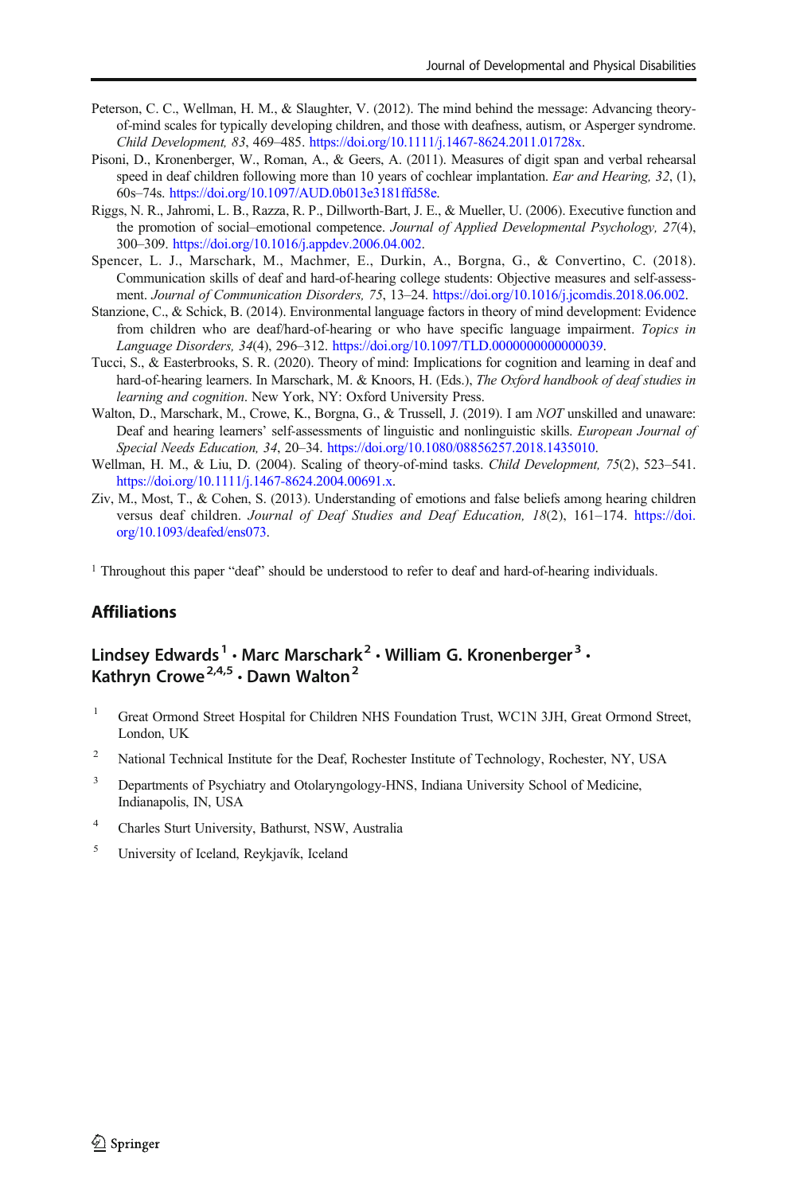Peterson, C. C., Wellman, H. M., & Slaughter, V. (2012). The mind behind the message: Advancing theory-of-mind scales for typically developing children, and those with deafness, autism, or Asperger syndrome. *Child Development, 83*, 469–485. https://doi.org/10.1111/j.1467-8624.2011.01728x.

Pisoni, D., Kronenberger, W., Roman, A., & Geers, A. (2011). Measures of digit span and verbal rehearsal speed in deaf children following more than 10 years of cochlear implantation. *Ear and Hearing, 32*, (1), 60s–74s. https://doi.org/10.1097/AUD.0b013e3181ffd58e.

Riggs, N. R., Jahromi, L. B., Razza, R. P., Dillworth-Bart, J. E., & Mueller, U. (2006). Executive function and the promotion of social–emotional competence. *Journal of Applied Developmental Psychology, 27*(4), 300–309. https://doi.org/10.1016/j.appdev.2006.04.002.

Spencer, L. J., Marschark, M., Machmer, E., Durkin, A., Borgna, G., & Convertino, C. (2018). Communication skills of deaf and hard-of-hearing college students: Objective measures and self-assessment. *Journal of Communication Disorders, 75*, 13–24. https://doi.org/10.1016/j.jcomdis.2018.06.002.

Stanzione, C., & Schick, B. (2014). Environmental language factors in theory of mind development: Evidence from children who are deaf/hard-of-hearing or who have specific language impairment. *Topics in Language Disorders, 34*(4), 296–312. https://doi.org/10.1097/TLD.0000000000000039.

Tucci, S., & Easterbrooks, S. R. (2020). Theory of mind: Implications for cognition and learning in deaf and hard-of-hearing learners. In Marschark, M. & Knoors, H. (Eds.), *The Oxford handbook of deaf studies in learning and cognition*. New York, NY: Oxford University Press.

Walton, D., Marschark, M., Crowe, K., Borgna, G., & Trussell, J. (2019). I am *NOT* unskilled and unaware: Deaf and hearing learners' self-assessments of linguistic and nonlinguistic skills. *European Journal of Special Needs Education, 34*, 20–34. https://doi.org/10.1080/08856257.2018.1435010.

Wellman, H. M., & Liu, D. (2004). Scaling of theory-of-mind tasks. *Child Development, 75*(2), 523–541. https://doi.org/10.1111/j.1467-8624.2004.00691.x.

Ziv, M., Most, T., & Cohen, S. (2013). Understanding of emotions and false beliefs among hearing children versus deaf children. *Journal of Deaf Studies and Deaf Education, 18*(2), 161–174. https://doi.org/10.1093/deafed/ens073.

[1] Throughout this paper "deaf" should be understood to refer to deaf and hard-of-hearing individuals.

## Affiliations

**Lindsey Edwards[1] · Marc Marschark[2] · William G. Kronenberger[3] · Kathryn Crowe[2,4,5] · Dawn Walton[2]**

1. Great Ormond Street Hospital for Children NHS Foundation Trust, WC1N 3JH, Great Ormond Street, London, UK
2. National Technical Institute for the Deaf, Rochester Institute of Technology, Rochester, NY, USA
3. Departments of Psychiatry and Otolaryngology-HNS, Indiana University School of Medicine, Indianapolis, IN, USA
4. Charles Sturt University, Bathurst, NSW, Australia
5. University of Iceland, Reykjavík, Iceland